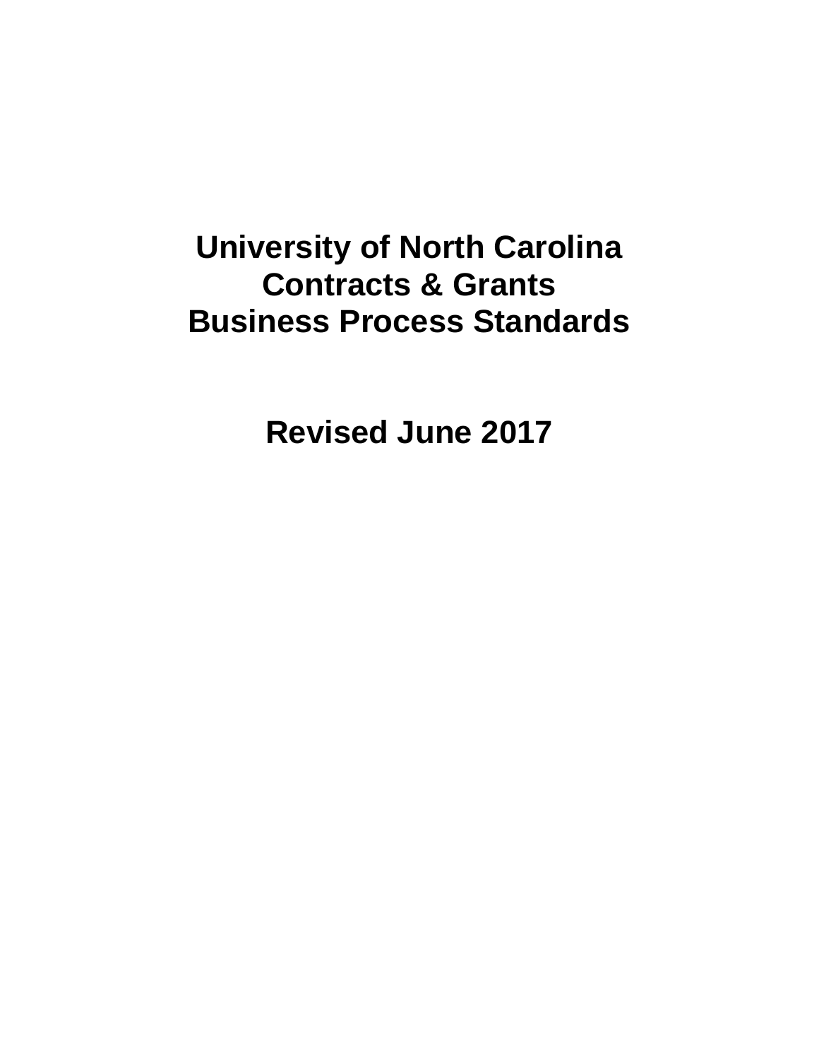# University of North Carolina Contracts & Grants Business Process Standards

## Revised June 2017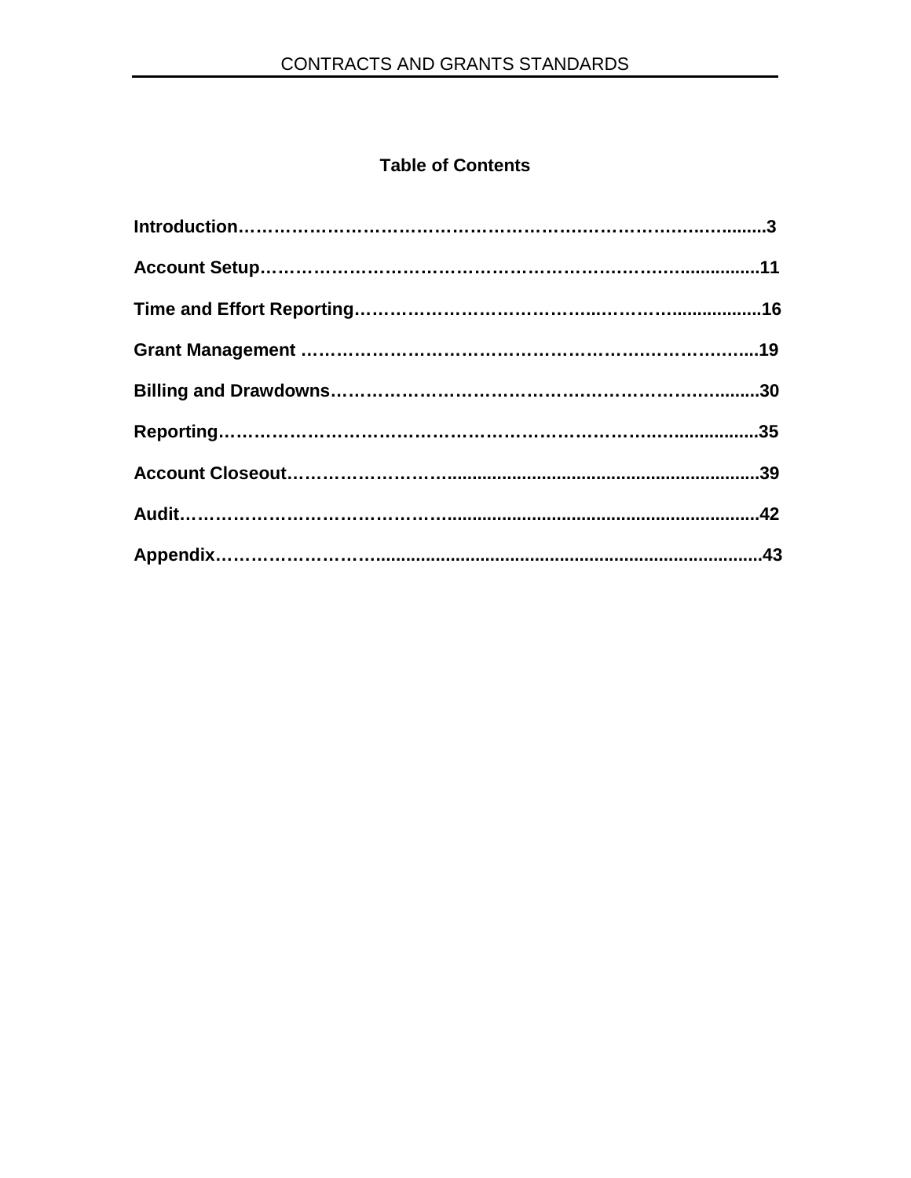## Table of Contents

**Introduction……………………………………………………………………........3**

**Account Setup………………………………………………………………...............11**

**Time and Effort Reporting………………………………..……….................16**

**Grant Management ……………………………………………………………...19**

**Billing and Drawdowns………………………………………………………........30**

**Reporting……………………………………………………………….................35**

**Account Closeout……………………............................................................39**

**Audit……………………………………...........................................................42**

**Appendix…………………….............................................................................43**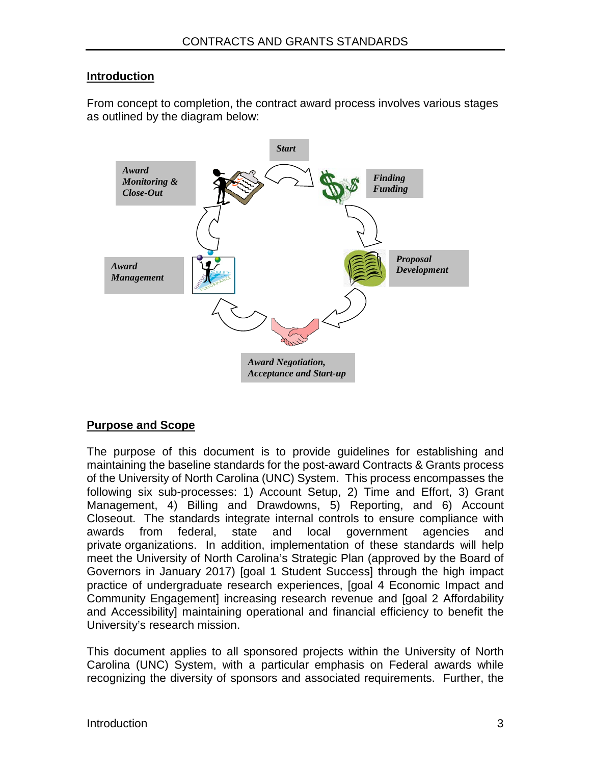## Introduction

From concept to completion, the contract award process involves various stages as outlined by the diagram below:

*Start*

*Finding Funding*

*Proposal Development*

*Award Negotiation, Acceptance and Start-up*

*Award Management*

*Award Monitoring & Close-Out*

## Purpose and Scope

The purpose of this document is to provide guidelines for establishing and maintaining the baseline standards for the post-award Contracts & Grants process of the University of North Carolina (UNC) System. This process encompasses the following six sub-processes: 1) Account Setup, 2) Time and Effort, 3) Grant Management, 4) Billing and Drawdowns, 5) Reporting, and 6) Account Closeout. The standards integrate internal controls to ensure compliance with awards from federal, state and local government agencies and private organizations. In addition, implementation of these standards will help meet the University of North Carolina's Strategic Plan (approved by the Board of Governors in January 2017) [goal 1 Student Success] through the high impact practice of undergraduate research experiences, [goal 4 Economic Impact and Community Engagement] increasing research revenue and [goal 2 Affordability and Accessibility] maintaining operational and financial efficiency to benefit the University's research mission.

This document applies to all sponsored projects within the University of North Carolina (UNC) System, with a particular emphasis on Federal awards while recognizing the diversity of sponsors and associated requirements. Further, the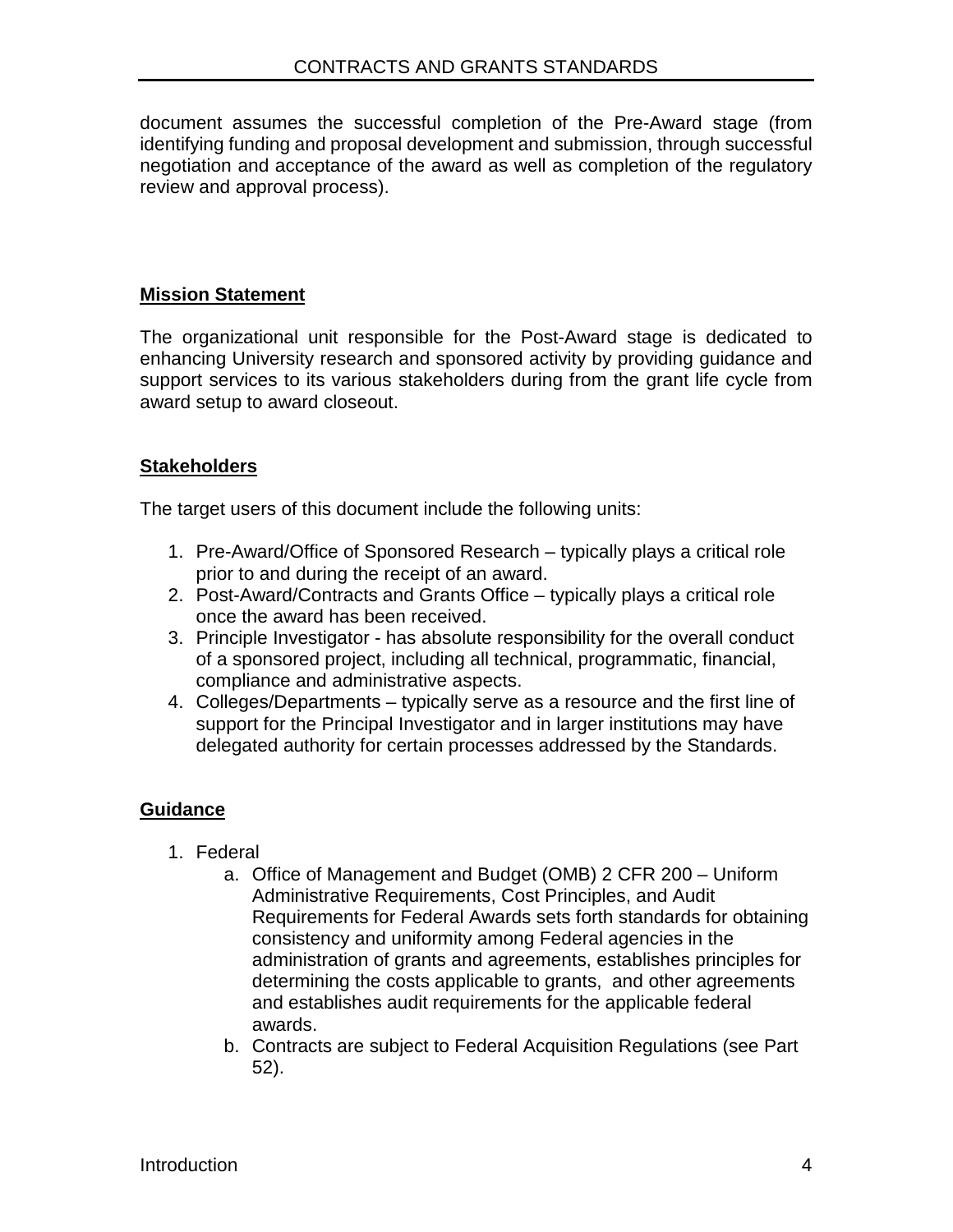document assumes the successful completion of the Pre-Award stage (from identifying funding and proposal development and submission, through successful negotiation and acceptance of the award as well as completion of the regulatory review and approval process).

**Mission Statement**

The organizational unit responsible for the Post-Award stage is dedicated to enhancing University research and sponsored activity by providing guidance and support services to its various stakeholders during from the grant life cycle from award setup to award closeout.

**Stakeholders**

The target users of this document include the following units:

1. Pre-Award/Office of Sponsored Research – typically plays a critical role prior to and during the receipt of an award.
2. Post-Award/Contracts and Grants Office – typically plays a critical role once the award has been received.
3. Principle Investigator - has absolute responsibility for the overall conduct of a sponsored project, including all technical, programmatic, financial, compliance and administrative aspects.
4. Colleges/Departments – typically serve as a resource and the first line of support for the Principal Investigator and in larger institutions may have delegated authority for certain processes addressed by the Standards.

**Guidance**

1. Federal
   a. Office of Management and Budget (OMB) 2 CFR 200 – Uniform Administrative Requirements, Cost Principles, and Audit Requirements for Federal Awards sets forth standards for obtaining consistency and uniformity among Federal agencies in the administration of grants and agreements, establishes principles for determining the costs applicable to grants, and other agreements and establishes audit requirements for the applicable federal awards.
   b. Contracts are subject to Federal Acquisition Regulations (see Part 52).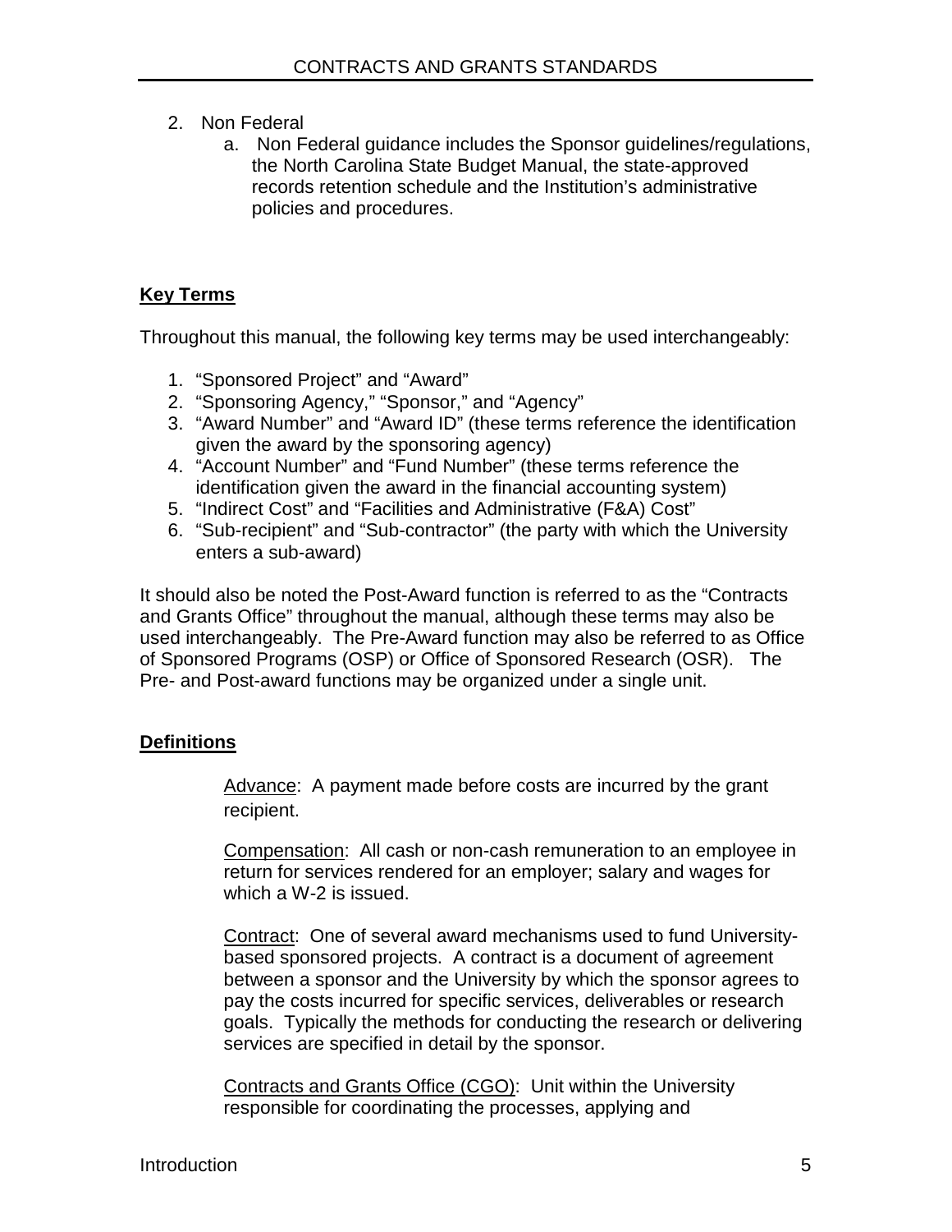2. Non Federal
    a. Non Federal guidance includes the Sponsor guidelines/regulations, the North Carolina State Budget Manual, the state-approved records retention schedule and the Institution's administrative policies and procedures.

## Key Terms

Throughout this manual, the following key terms may be used interchangeably:

1. "Sponsored Project" and "Award"
2. "Sponsoring Agency," "Sponsor," and "Agency"
3. "Award Number" and "Award ID" (these terms reference the identification given the award by the sponsoring agency)
4. "Account Number" and "Fund Number" (these terms reference the identification given the award in the financial accounting system)
5. "Indirect Cost" and "Facilities and Administrative (F&A) Cost"
6. "Sub-recipient" and "Sub-contractor" (the party with which the University enters a sub-award)

It should also be noted the Post-Award function is referred to as the "Contracts and Grants Office" throughout the manual, although these terms may also be used interchangeably. The Pre-Award function may also be referred to as Office of Sponsored Programs (OSP) or Office of Sponsored Research (OSR). The Pre- and Post-award functions may be organized under a single unit.

## Definitions

Advance: A payment made before costs are incurred by the grant recipient.

Compensation: All cash or non-cash remuneration to an employee in return for services rendered for an employer; salary and wages for which a W-2 is issued.

Contract: One of several award mechanisms used to fund University-based sponsored projects. A contract is a document of agreement between a sponsor and the University by which the sponsor agrees to pay the costs incurred for specific services, deliverables or research goals. Typically the methods for conducting the research or delivering services are specified in detail by the sponsor.

Contracts and Grants Office (CGO): Unit within the University responsible for coordinating the processes, applying and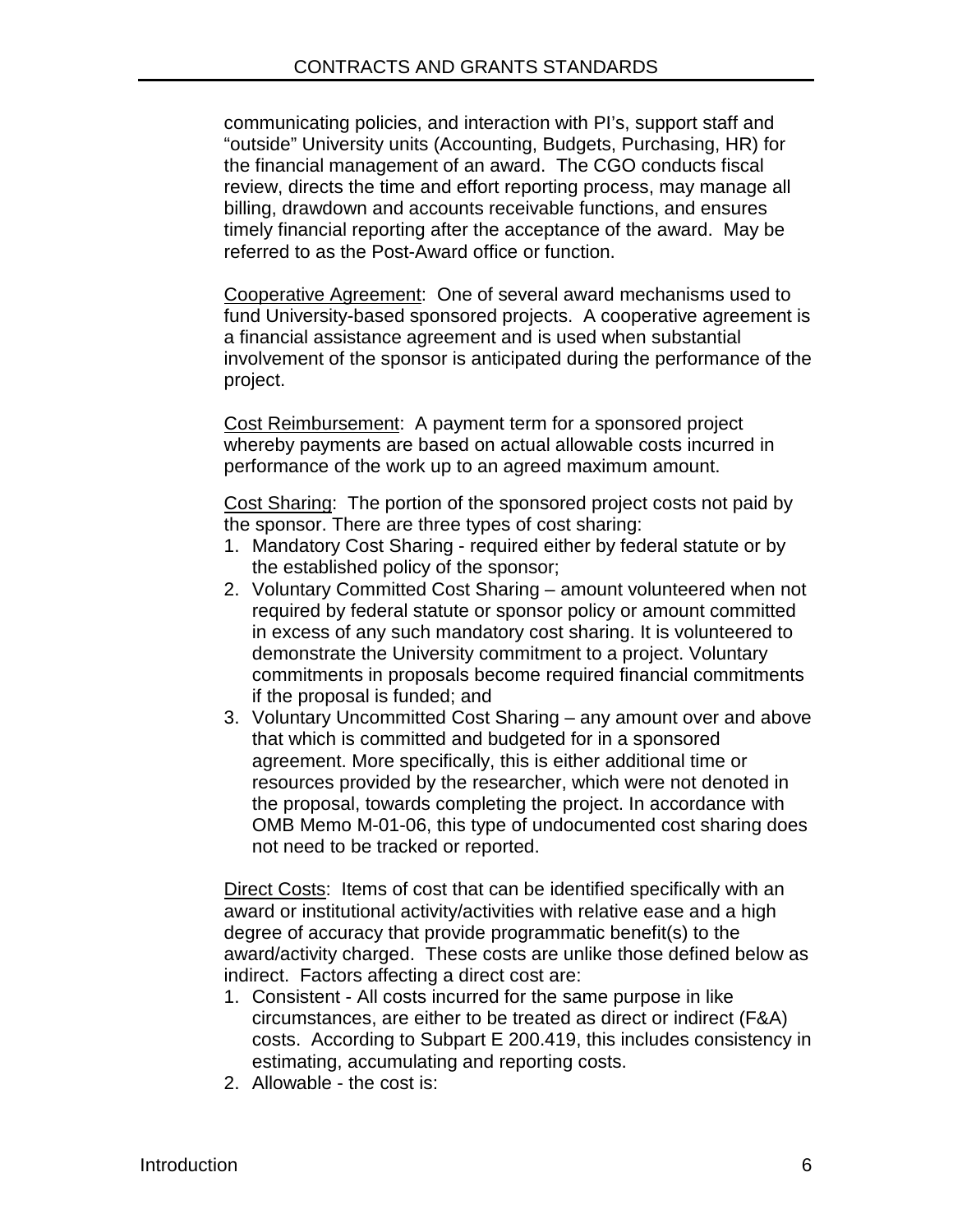communicating policies, and interaction with PI's, support staff and "outside" University units (Accounting, Budgets, Purchasing, HR) for the financial management of an award. The CGO conducts fiscal review, directs the time and effort reporting process, may manage all billing, drawdown and accounts receivable functions, and ensures timely financial reporting after the acceptance of the award. May be referred to as the Post-Award office or function.

<u>Cooperative Agreement</u>: One of several award mechanisms used to fund University-based sponsored projects. A cooperative agreement is a financial assistance agreement and is used when substantial involvement of the sponsor is anticipated during the performance of the project.

<u>Cost Reimbursement</u>: A payment term for a sponsored project whereby payments are based on actual allowable costs incurred in performance of the work up to an agreed maximum amount.

<u>Cost Sharing</u>: The portion of the sponsored project costs not paid by the sponsor. There are three types of cost sharing:

1. Mandatory Cost Sharing - required either by federal statute or by the established policy of the sponsor;
2. Voluntary Committed Cost Sharing – amount volunteered when not required by federal statute or sponsor policy or amount committed in excess of any such mandatory cost sharing. It is volunteered to demonstrate the University commitment to a project. Voluntary commitments in proposals become required financial commitments if the proposal is funded; and
3. Voluntary Uncommitted Cost Sharing – any amount over and above that which is committed and budgeted for in a sponsored agreement. More specifically, this is either additional time or resources provided by the researcher, which were not denoted in the proposal, towards completing the project. In accordance with OMB Memo M-01-06, this type of undocumented cost sharing does not need to be tracked or reported.

<u>Direct Costs</u>: Items of cost that can be identified specifically with an award or institutional activity/activities with relative ease and a high degree of accuracy that provide programmatic benefit(s) to the award/activity charged. These costs are unlike those defined below as indirect. Factors affecting a direct cost are:

1. Consistent - All costs incurred for the same purpose in like circumstances, are either to be treated as direct or indirect (F&A) costs. According to Subpart E 200.419, this includes consistency in estimating, accumulating and reporting costs.
2. Allowable - the cost is: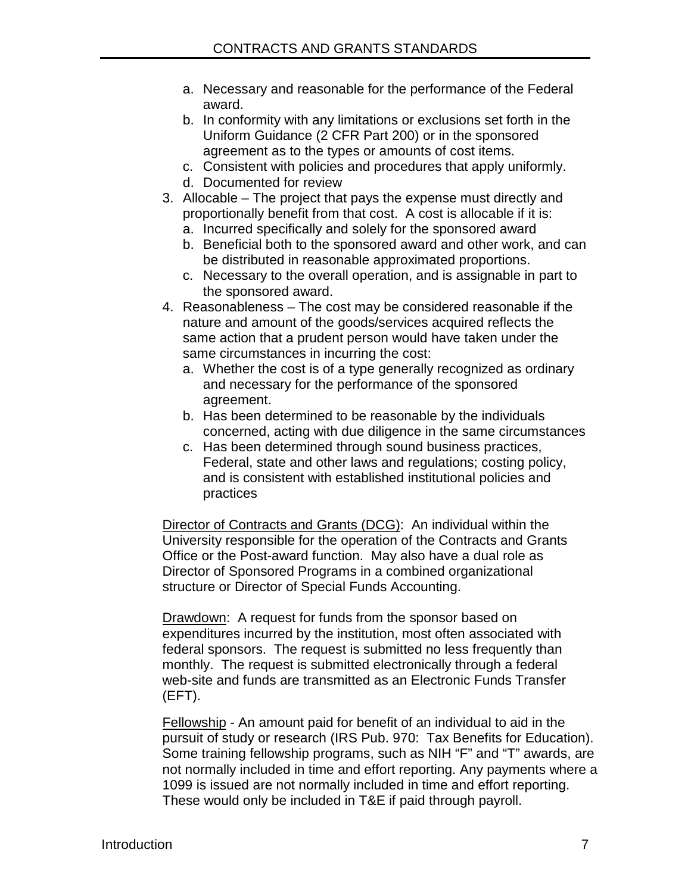a. Necessary and reasonable for the performance of the Federal award.
   b. In conformity with any limitations or exclusions set forth in the Uniform Guidance (2 CFR Part 200) or in the sponsored agreement as to the types or amounts of cost items.
   c. Consistent with policies and procedures that apply uniformly.
   d. Documented for review
3. Allocable – The project that pays the expense must directly and proportionally benefit from that cost. A cost is allocable if it is:
   a. Incurred specifically and solely for the sponsored award
   b. Beneficial both to the sponsored award and other work, and can be distributed in reasonable approximated proportions.
   c. Necessary to the overall operation, and is assignable in part to the sponsored award.
4. Reasonableness – The cost may be considered reasonable if the nature and amount of the goods/services acquired reflects the same action that a prudent person would have taken under the same circumstances in incurring the cost:
   a. Whether the cost is of a type generally recognized as ordinary and necessary for the performance of the sponsored agreement.
   b. Has been determined to be reasonable by the individuals concerned, acting with due diligence in the same circumstances
   c. Has been determined through sound business practices, Federal, state and other laws and regulations; costing policy, and is consistent with established institutional policies and practices

<u>Director of Contracts and Grants (DCG)</u>: An individual within the University responsible for the operation of the Contracts and Grants Office or the Post-award function. May also have a dual role as Director of Sponsored Programs in a combined organizational structure or Director of Special Funds Accounting.

<u>Drawdown</u>: A request for funds from the sponsor based on expenditures incurred by the institution, most often associated with federal sponsors. The request is submitted no less frequently than monthly. The request is submitted electronically through a federal web-site and funds are transmitted as an Electronic Funds Transfer (EFT).

<u>Fellowship</u> - An amount paid for benefit of an individual to aid in the pursuit of study or research (IRS Pub. 970: Tax Benefits for Education). Some training fellowship programs, such as NIH "F" and "T" awards, are not normally included in time and effort reporting. Any payments where a 1099 is issued are not normally included in time and effort reporting. These would only be included in T&E if paid through payroll.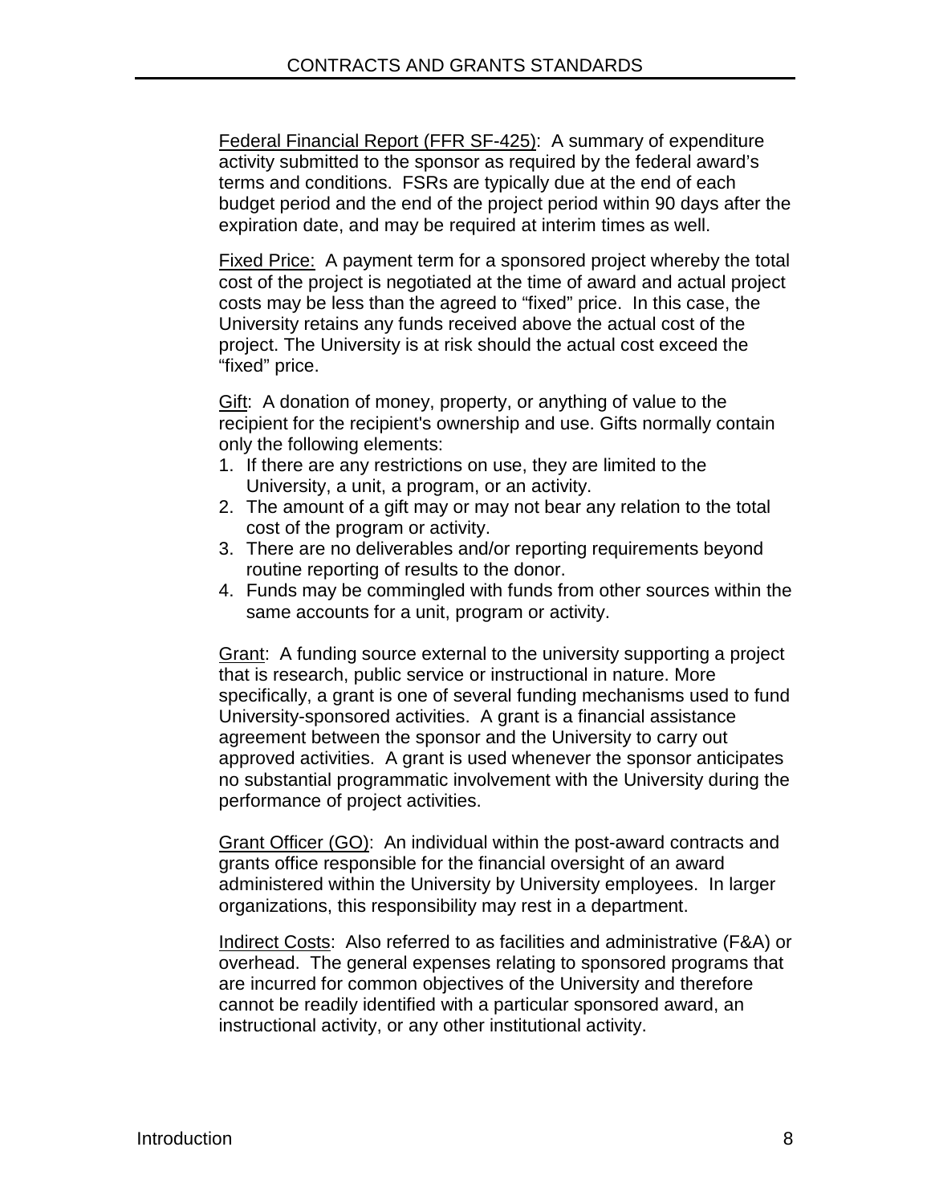Federal Financial Report (FFR SF-425): A summary of expenditure activity submitted to the sponsor as required by the federal award's terms and conditions. FSRs are typically due at the end of each budget period and the end of the project period within 90 days after the expiration date, and may be required at interim times as well.

Fixed Price: A payment term for a sponsored project whereby the total cost of the project is negotiated at the time of award and actual project costs may be less than the agreed to "fixed" price. In this case, the University retains any funds received above the actual cost of the project. The University is at risk should the actual cost exceed the "fixed" price.

Gift: A donation of money, property, or anything of value to the recipient for the recipient's ownership and use. Gifts normally contain only the following elements:

1. If there are any restrictions on use, they are limited to the University, a unit, a program, or an activity.
2. The amount of a gift may or may not bear any relation to the total cost of the program or activity.
3. There are no deliverables and/or reporting requirements beyond routine reporting of results to the donor.
4. Funds may be commingled with funds from other sources within the same accounts for a unit, program or activity.

Grant: A funding source external to the university supporting a project that is research, public service or instructional in nature. More specifically, a grant is one of several funding mechanisms used to fund University-sponsored activities. A grant is a financial assistance agreement between the sponsor and the University to carry out approved activities. A grant is used whenever the sponsor anticipates no substantial programmatic involvement with the University during the performance of project activities.

Grant Officer (GO): An individual within the post-award contracts and grants office responsible for the financial oversight of an award administered within the University by University employees. In larger organizations, this responsibility may rest in a department.

Indirect Costs: Also referred to as facilities and administrative (F&A) or overhead. The general expenses relating to sponsored programs that are incurred for common objectives of the University and therefore cannot be readily identified with a particular sponsored award, an instructional activity, or any other institutional activity.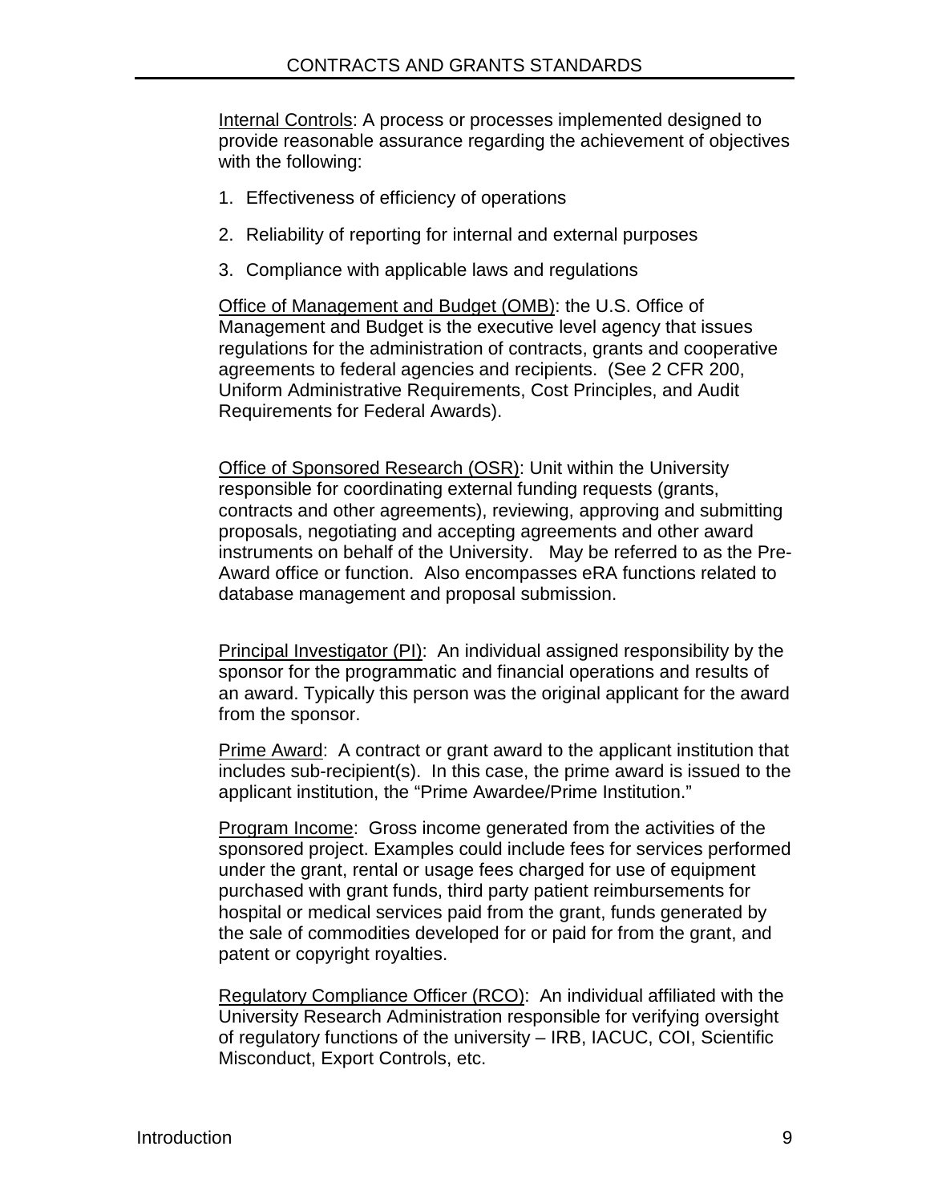Internal Controls: A process or processes implemented designed to provide reasonable assurance regarding the achievement of objectives with the following:

1. Effectiveness of efficiency of operations
2. Reliability of reporting for internal and external purposes
3. Compliance with applicable laws and regulations

Office of Management and Budget (OMB): the U.S. Office of Management and Budget is the executive level agency that issues regulations for the administration of contracts, grants and cooperative agreements to federal agencies and recipients. (See 2 CFR 200, Uniform Administrative Requirements, Cost Principles, and Audit Requirements for Federal Awards).

Office of Sponsored Research (OSR): Unit within the University responsible for coordinating external funding requests (grants, contracts and other agreements), reviewing, approving and submitting proposals, negotiating and accepting agreements and other award instruments on behalf of the University. May be referred to as the Pre-Award office or function. Also encompasses eRA functions related to database management and proposal submission.

Principal Investigator (PI): An individual assigned responsibility by the sponsor for the programmatic and financial operations and results of an award. Typically this person was the original applicant for the award from the sponsor.

Prime Award: A contract or grant award to the applicant institution that includes sub-recipient(s). In this case, the prime award is issued to the applicant institution, the "Prime Awardee/Prime Institution."

Program Income: Gross income generated from the activities of the sponsored project. Examples could include fees for services performed under the grant, rental or usage fees charged for use of equipment purchased with grant funds, third party patient reimbursements for hospital or medical services paid from the grant, funds generated by the sale of commodities developed for or paid for from the grant, and patent or copyright royalties.

Regulatory Compliance Officer (RCO): An individual affiliated with the University Research Administration responsible for verifying oversight of regulatory functions of the university – IRB, IACUC, COI, Scientific Misconduct, Export Controls, etc.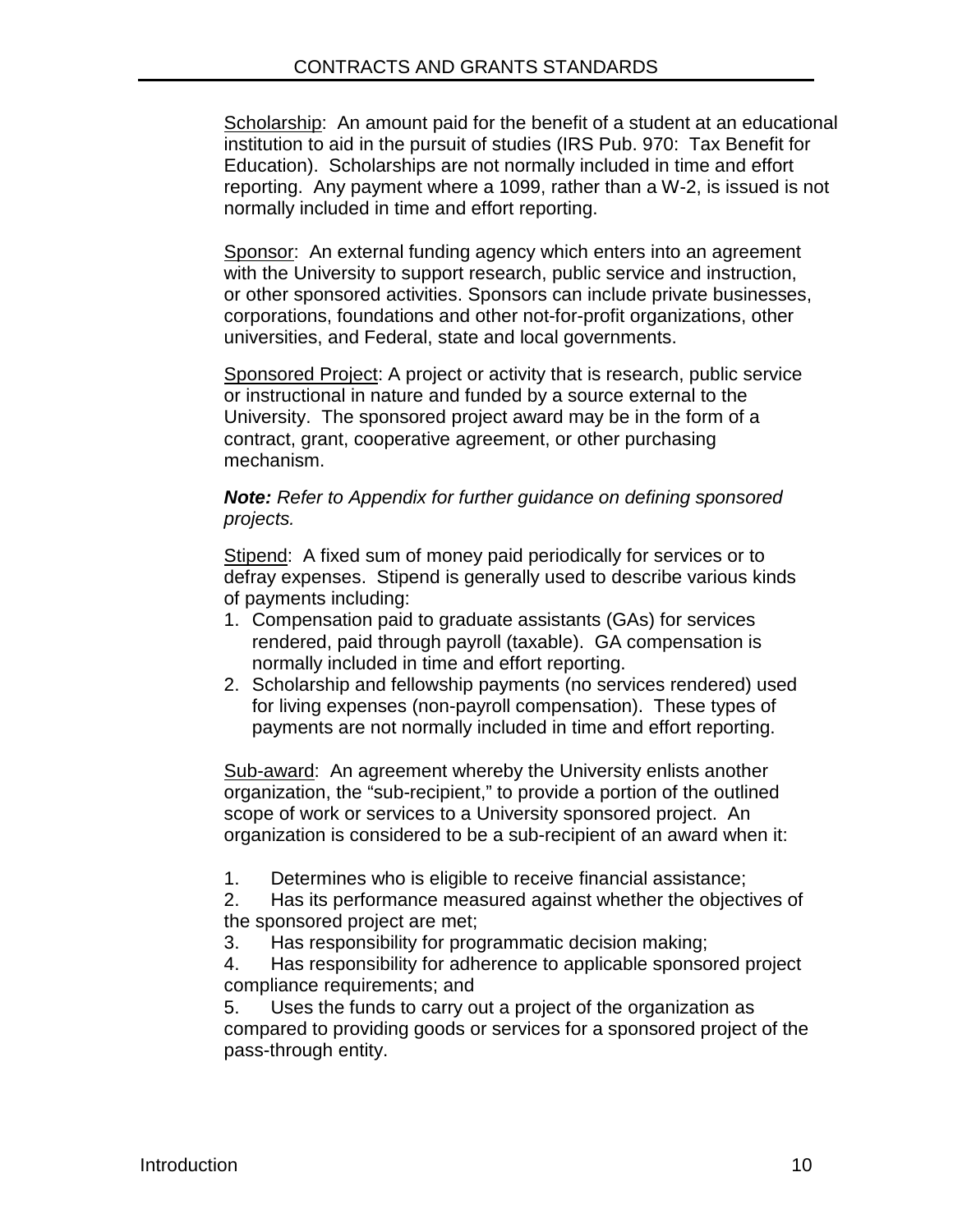Scholarship: An amount paid for the benefit of a student at an educational institution to aid in the pursuit of studies (IRS Pub. 970: Tax Benefit for Education). Scholarships are not normally included in time and effort reporting. Any payment where a 1099, rather than a W-2, is issued is not normally included in time and effort reporting.

Sponsor: An external funding agency which enters into an agreement with the University to support research, public service and instruction, or other sponsored activities. Sponsors can include private businesses, corporations, foundations and other not-for-profit organizations, other universities, and Federal, state and local governments.

Sponsored Project: A project or activity that is research, public service or instructional in nature and funded by a source external to the University. The sponsored project award may be in the form of a contract, grant, cooperative agreement, or other purchasing mechanism.

***Note:*** *Refer to Appendix for further guidance on defining sponsored projects.*

Stipend: A fixed sum of money paid periodically for services or to defray expenses. Stipend is generally used to describe various kinds of payments including:

1. Compensation paid to graduate assistants (GAs) for services rendered, paid through payroll (taxable). GA compensation is normally included in time and effort reporting.
2. Scholarship and fellowship payments (no services rendered) used for living expenses (non-payroll compensation). These types of payments are not normally included in time and effort reporting.

Sub-award: An agreement whereby the University enlists another organization, the "sub-recipient," to provide a portion of the outlined scope of work or services to a University sponsored project. An organization is considered to be a sub-recipient of an award when it:

1. Determines who is eligible to receive financial assistance;
2. Has its performance measured against whether the objectives of the sponsored project are met;
3. Has responsibility for programmatic decision making;
4. Has responsibility for adherence to applicable sponsored project compliance requirements; and
5. Uses the funds to carry out a project of the organization as compared to providing goods or services for a sponsored project of the pass-through entity.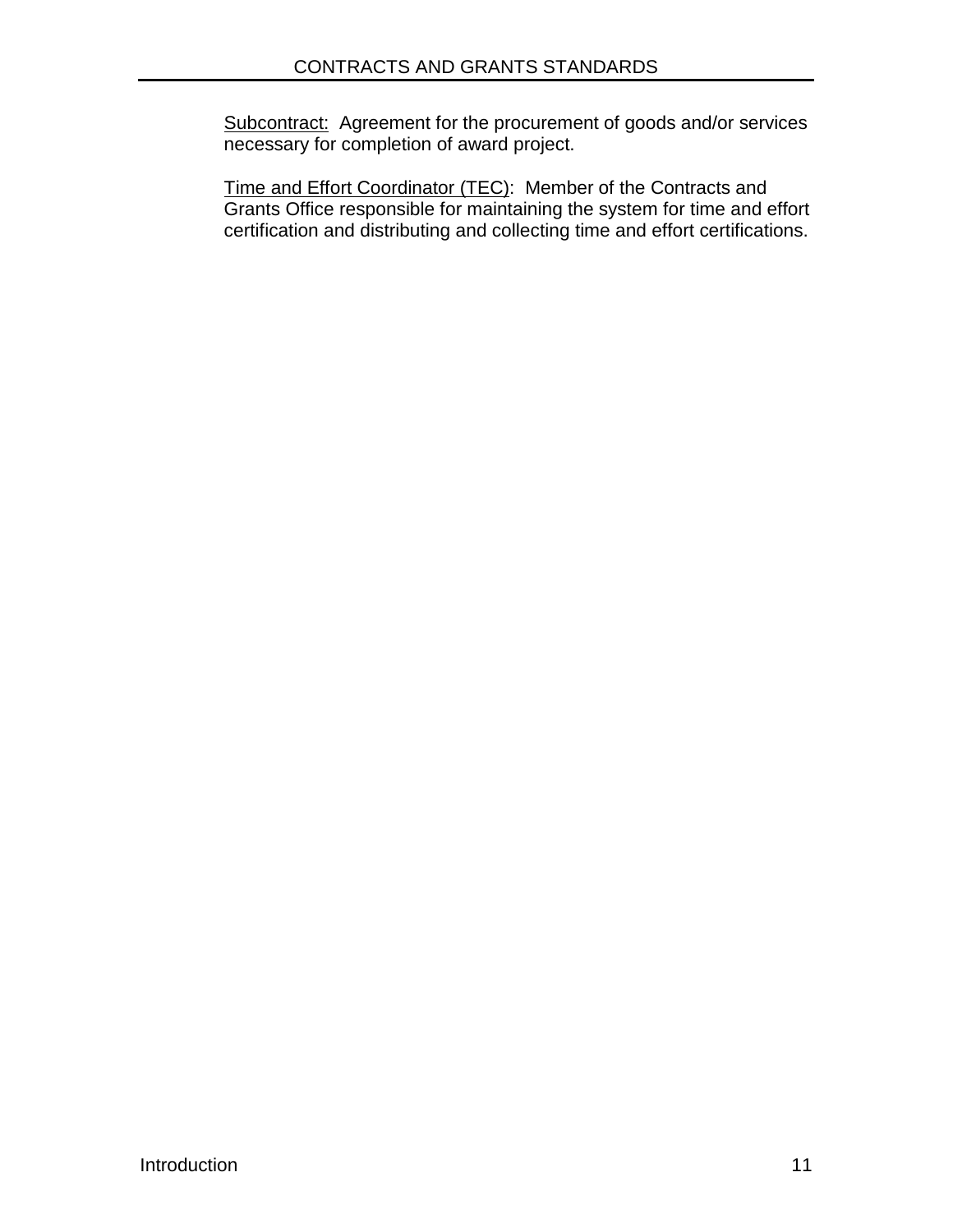<u>Subcontract:</u>  Agreement for the procurement of goods and/or services necessary for completion of award project.

<u>Time and Effort Coordinator (TEC)</u>:  Member of the Contracts and Grants Office responsible for maintaining the system for time and effort certification and distributing and collecting time and effort certifications.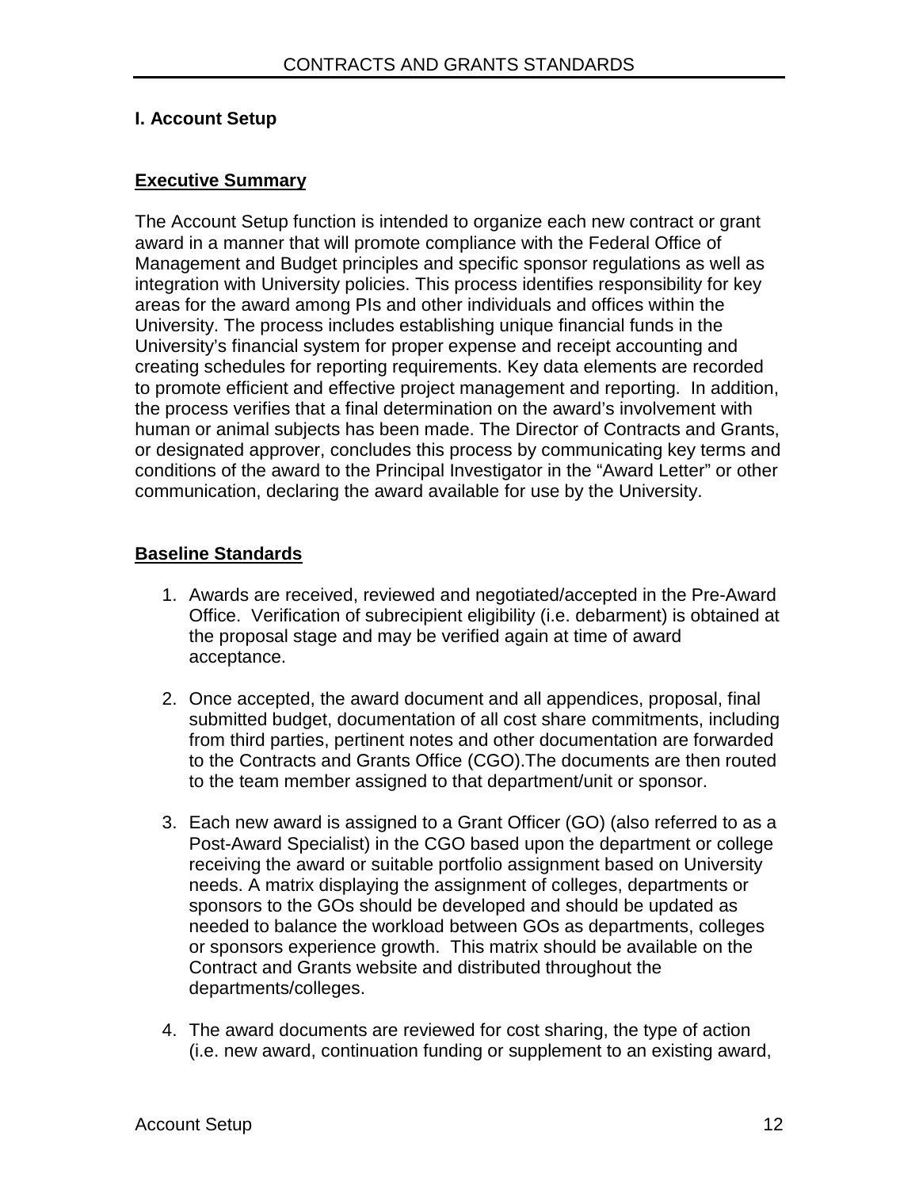## I. Account Setup

### Executive Summary

The Account Setup function is intended to organize each new contract or grant award in a manner that will promote compliance with the Federal Office of Management and Budget principles and specific sponsor regulations as well as integration with University policies. This process identifies responsibility for key areas for the award among PIs and other individuals and offices within the University. The process includes establishing unique financial funds in the University's financial system for proper expense and receipt accounting and creating schedules for reporting requirements. Key data elements are recorded to promote efficient and effective project management and reporting. In addition, the process verifies that a final determination on the award's involvement with human or animal subjects has been made. The Director of Contracts and Grants, or designated approver, concludes this process by communicating key terms and conditions of the award to the Principal Investigator in the "Award Letter" or other communication, declaring the award available for use by the University.

### Baseline Standards

1. Awards are received, reviewed and negotiated/accepted in the Pre-Award Office. Verification of subrecipient eligibility (i.e. debarment) is obtained at the proposal stage and may be verified again at time of award acceptance.

2. Once accepted, the award document and all appendices, proposal, final submitted budget, documentation of all cost share commitments, including from third parties, pertinent notes and other documentation are forwarded to the Contracts and Grants Office (CGO).The documents are then routed to the team member assigned to that department/unit or sponsor.

3. Each new award is assigned to a Grant Officer (GO) (also referred to as a Post-Award Specialist) in the CGO based upon the department or college receiving the award or suitable portfolio assignment based on University needs. A matrix displaying the assignment of colleges, departments or sponsors to the GOs should be developed and should be updated as needed to balance the workload between GOs as departments, colleges or sponsors experience growth. This matrix should be available on the Contract and Grants website and distributed throughout the departments/colleges.

4. The award documents are reviewed for cost sharing, the type of action (i.e. new award, continuation funding or supplement to an existing award,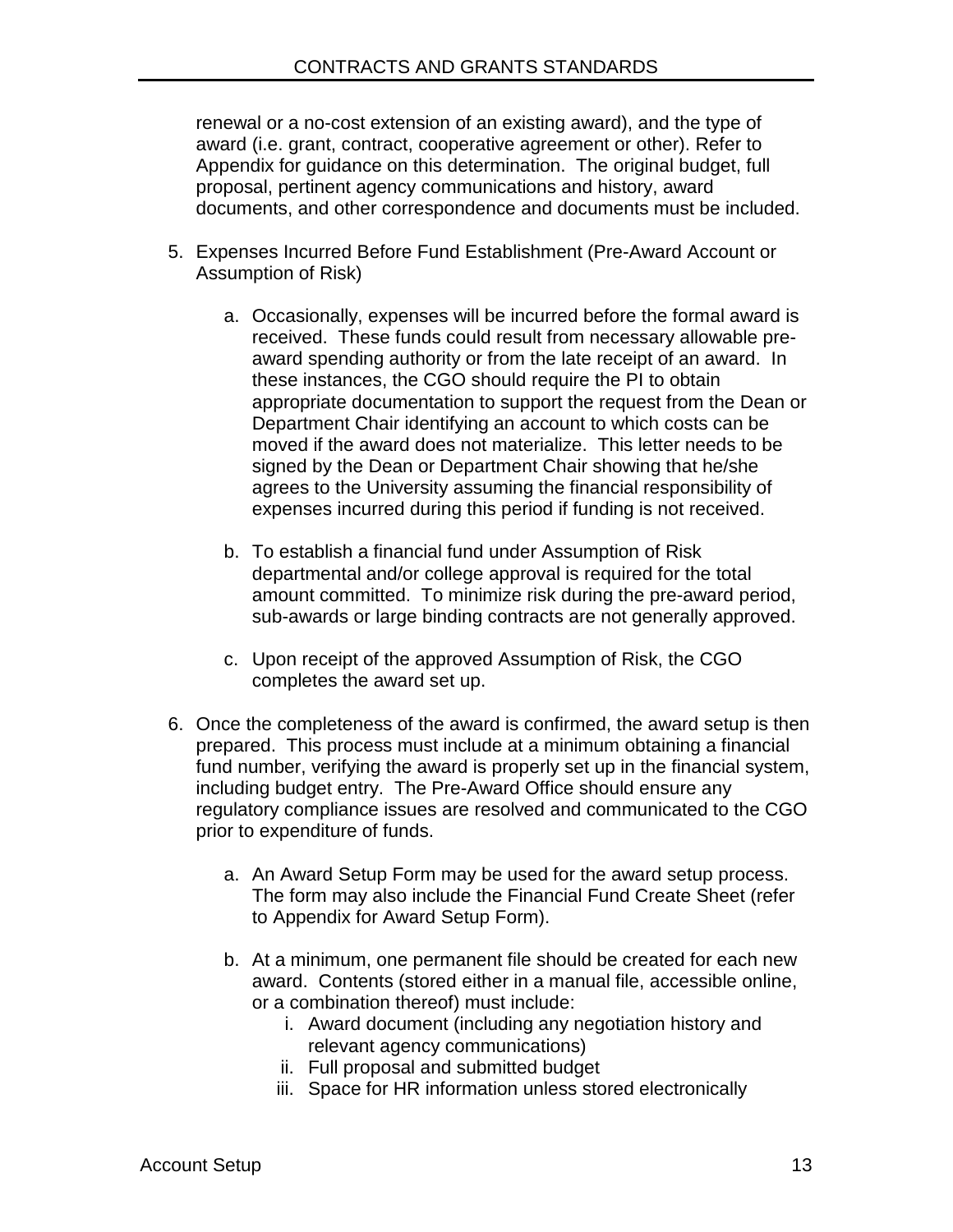renewal or a no-cost extension of an existing award), and the type of award (i.e. grant, contract, cooperative agreement or other). Refer to Appendix for guidance on this determination. The original budget, full proposal, pertinent agency communications and history, award documents, and other correspondence and documents must be included.

5. Expenses Incurred Before Fund Establishment (Pre-Award Account or Assumption of Risk)

   a. Occasionally, expenses will be incurred before the formal award is received. These funds could result from necessary allowable pre-award spending authority or from the late receipt of an award. In these instances, the CGO should require the PI to obtain appropriate documentation to support the request from the Dean or Department Chair identifying an account to which costs can be moved if the award does not materialize. This letter needs to be signed by the Dean or Department Chair showing that he/she agrees to the University assuming the financial responsibility of expenses incurred during this period if funding is not received.

   b. To establish a financial fund under Assumption of Risk departmental and/or college approval is required for the total amount committed. To minimize risk during the pre-award period, sub-awards or large binding contracts are not generally approved.

   c. Upon receipt of the approved Assumption of Risk, the CGO completes the award set up.

6. Once the completeness of the award is confirmed, the award setup is then prepared. This process must include at a minimum obtaining a financial fund number, verifying the award is properly set up in the financial system, including budget entry. The Pre-Award Office should ensure any regulatory compliance issues are resolved and communicated to the CGO prior to expenditure of funds.

   a. An Award Setup Form may be used for the award setup process. The form may also include the Financial Fund Create Sheet (refer to Appendix for Award Setup Form).

   b. At a minimum, one permanent file should be created for each new award. Contents (stored either in a manual file, accessible online, or a combination thereof) must include:
      i. Award document (including any negotiation history and relevant agency communications)
      ii. Full proposal and submitted budget
      iii. Space for HR information unless stored electronically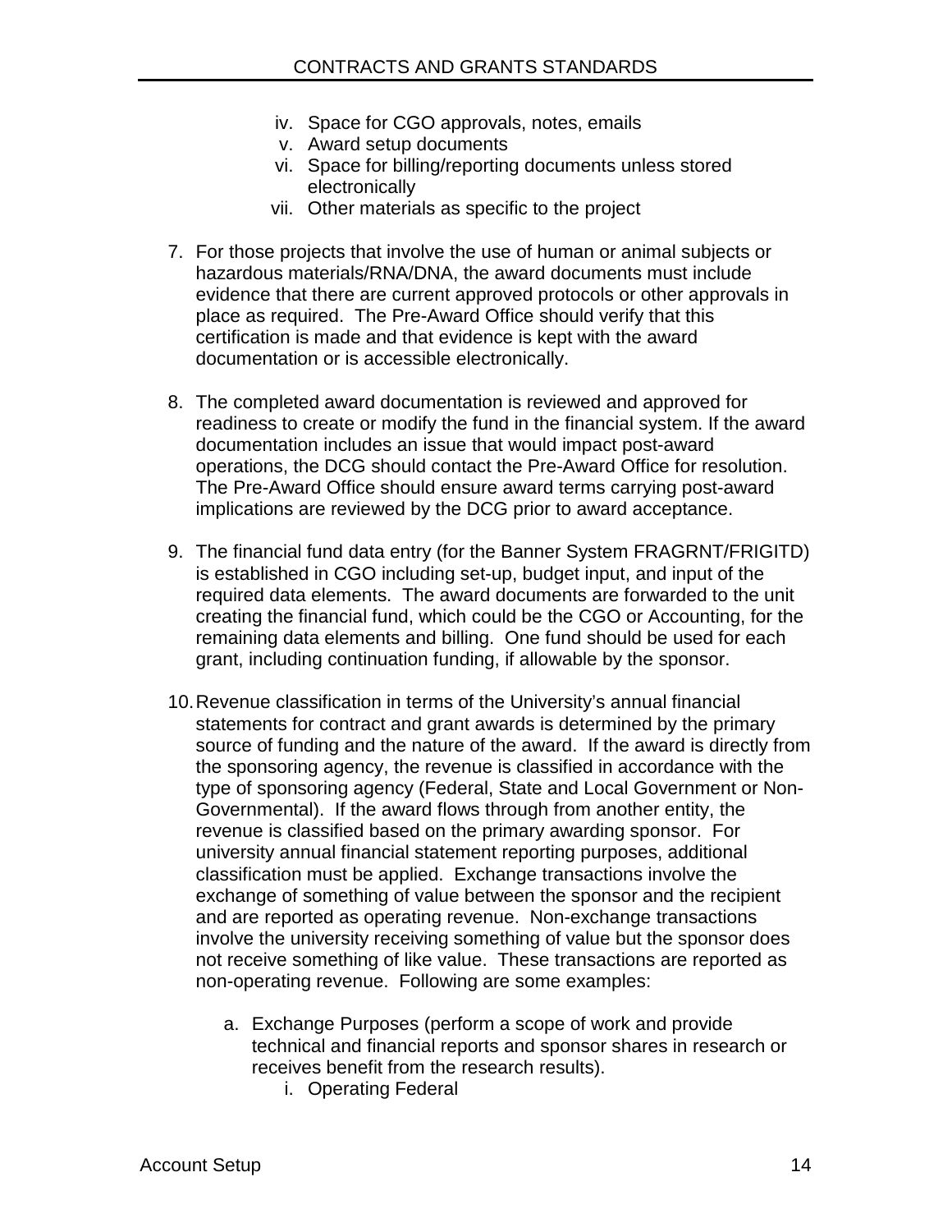iv. Space for CGO approvals, notes, emails
   v. Award setup documents
   vi. Space for billing/reporting documents unless stored electronically
   vii. Other materials as specific to the project

7. For those projects that involve the use of human or animal subjects or hazardous materials/RNA/DNA, the award documents must include evidence that there are current approved protocols or other approvals in place as required. The Pre-Award Office should verify that this certification is made and that evidence is kept with the award documentation or is accessible electronically.

8. The completed award documentation is reviewed and approved for readiness to create or modify the fund in the financial system. If the award documentation includes an issue that would impact post-award operations, the DCG should contact the Pre-Award Office for resolution. The Pre-Award Office should ensure award terms carrying post-award implications are reviewed by the DCG prior to award acceptance.

9. The financial fund data entry (for the Banner System FRAGRNT/FRIGITD) is established in CGO including set-up, budget input, and input of the required data elements. The award documents are forwarded to the unit creating the financial fund, which could be the CGO or Accounting, for the remaining data elements and billing. One fund should be used for each grant, including continuation funding, if allowable by the sponsor.

10. Revenue classification in terms of the University's annual financial statements for contract and grant awards is determined by the primary source of funding and the nature of the award. If the award is directly from the sponsoring agency, the revenue is classified in accordance with the type of sponsoring agency (Federal, State and Local Government or Non-Governmental). If the award flows through from another entity, the revenue is classified based on the primary awarding sponsor. For university annual financial statement reporting purposes, additional classification must be applied. Exchange transactions involve the exchange of something of value between the sponsor and the recipient and are reported as operating revenue. Non-exchange transactions involve the university receiving something of value but the sponsor does not receive something of like value. These transactions are reported as non-operating revenue. Following are some examples:

    a. Exchange Purposes (perform a scope of work and provide technical and financial reports and sponsor shares in research or receives benefit from the research results).
        i. Operating Federal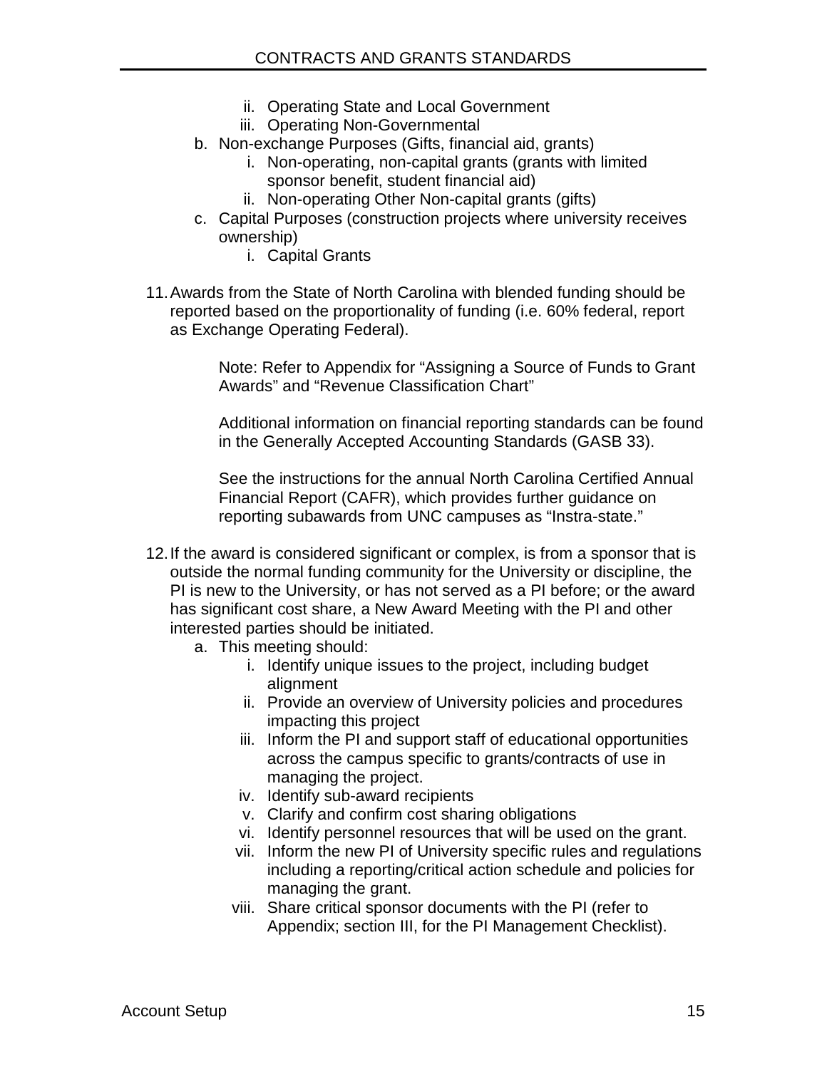ii. Operating State and Local Government
   iii. Operating Non-Governmental

   b. Non-exchange Purposes (Gifts, financial aid, grants)
      i. Non-operating, non-capital grants (grants with limited sponsor benefit, student financial aid)
      ii. Non-operating Other Non-capital grants (gifts)

   c. Capital Purposes (construction projects where university receives ownership)
      i. Capital Grants

11. Awards from the State of North Carolina with blended funding should be reported based on the proportionality of funding (i.e. 60% federal, report as Exchange Operating Federal).

    Note: Refer to Appendix for "Assigning a Source of Funds to Grant Awards" and "Revenue Classification Chart"

    Additional information on financial reporting standards can be found in the Generally Accepted Accounting Standards (GASB 33).

    See the instructions for the annual North Carolina Certified Annual Financial Report (CAFR), which provides further guidance on reporting subawards from UNC campuses as "Instra-state."

12. If the award is considered significant or complex, is from a sponsor that is outside the normal funding community for the University or discipline, the PI is new to the University, or has not served as a PI before; or the award has significant cost share, a New Award Meeting with the PI and other interested parties should be initiated.

    a. This meeting should:
       i. Identify unique issues to the project, including budget alignment
       ii. Provide an overview of University policies and procedures impacting this project
       iii. Inform the PI and support staff of educational opportunities across the campus specific to grants/contracts of use in managing the project.
       iv. Identify sub-award recipients
       v. Clarify and confirm cost sharing obligations
       vi. Identify personnel resources that will be used on the grant.
       vii. Inform the new PI of University specific rules and regulations including a reporting/critical action schedule and policies for managing the grant.
       viii. Share critical sponsor documents with the PI (refer to Appendix; section III, for the PI Management Checklist).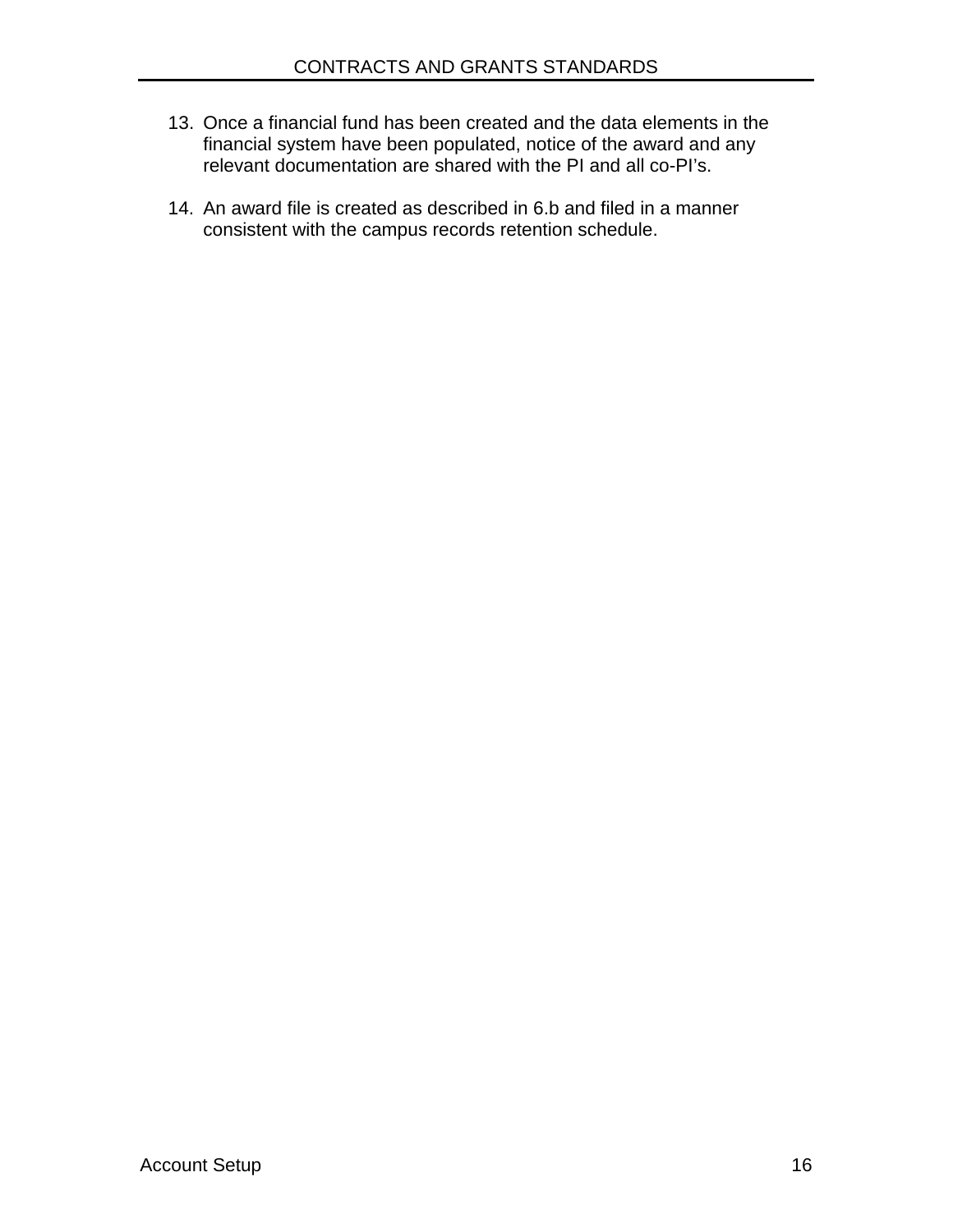13. Once a financial fund has been created and the data elements in the financial system have been populated, notice of the award and any relevant documentation are shared with the PI and all co-PI's.

14. An award file is created as described in 6.b and filed in a manner consistent with the campus records retention schedule.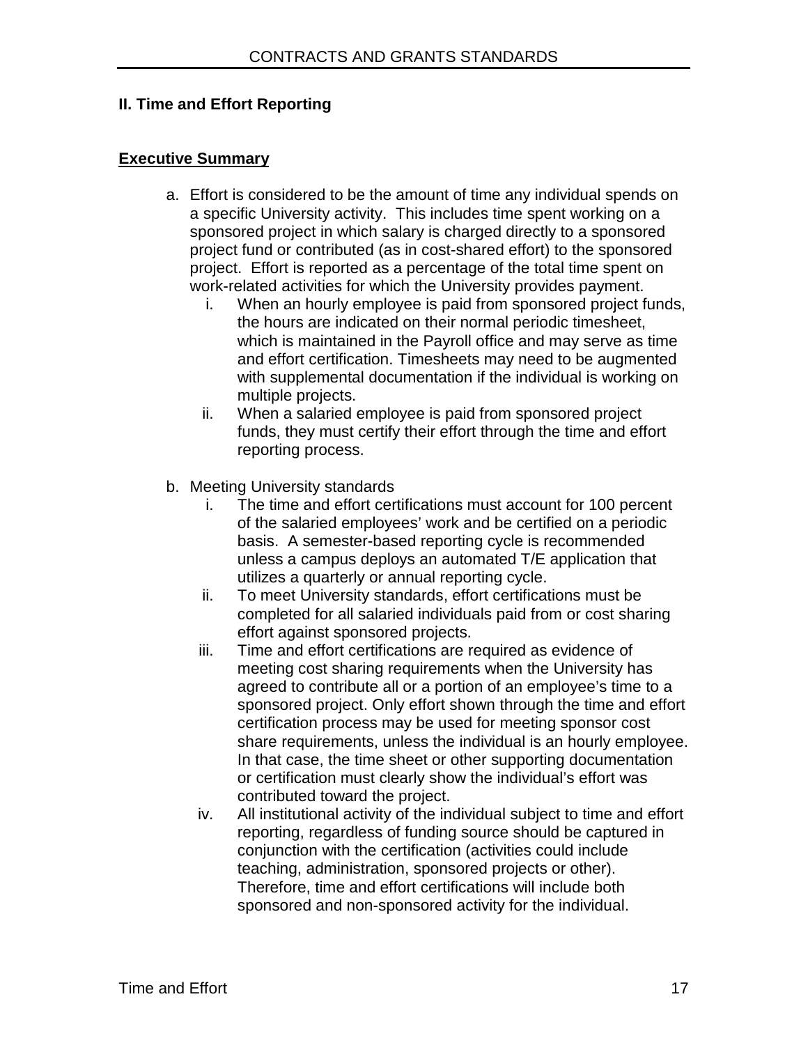## II. Time and Effort Reporting

**<u>Executive Summary</u>**

a. Effort is considered to be the amount of time any individual spends on a specific University activity. This includes time spent working on a sponsored project in which salary is charged directly to a sponsored project fund or contributed (as in cost-shared effort) to the sponsored project. Effort is reported as a percentage of the total time spent on work-related activities for which the University provides payment.
   i. When an hourly employee is paid from sponsored project funds, the hours are indicated on their normal periodic timesheet, which is maintained in the Payroll office and may serve as time and effort certification. Timesheets may need to be augmented with supplemental documentation if the individual is working on multiple projects.
   ii. When a salaried employee is paid from sponsored project funds, they must certify their effort through the time and effort reporting process.

b. Meeting University standards
   i. The time and effort certifications must account for 100 percent of the salaried employees' work and be certified on a periodic basis. A semester-based reporting cycle is recommended unless a campus deploys an automated T/E application that utilizes a quarterly or annual reporting cycle.
   ii. To meet University standards, effort certifications must be completed for all salaried individuals paid from or cost sharing effort against sponsored projects.
   iii. Time and effort certifications are required as evidence of meeting cost sharing requirements when the University has agreed to contribute all or a portion of an employee's time to a sponsored project. Only effort shown through the time and effort certification process may be used for meeting sponsor cost share requirements, unless the individual is an hourly employee. In that case, the time sheet or other supporting documentation or certification must clearly show the individual's effort was contributed toward the project.
   iv. All institutional activity of the individual subject to time and effort reporting, regardless of funding source should be captured in conjunction with the certification (activities could include teaching, administration, sponsored projects or other). Therefore, time and effort certifications will include both sponsored and non-sponsored activity for the individual.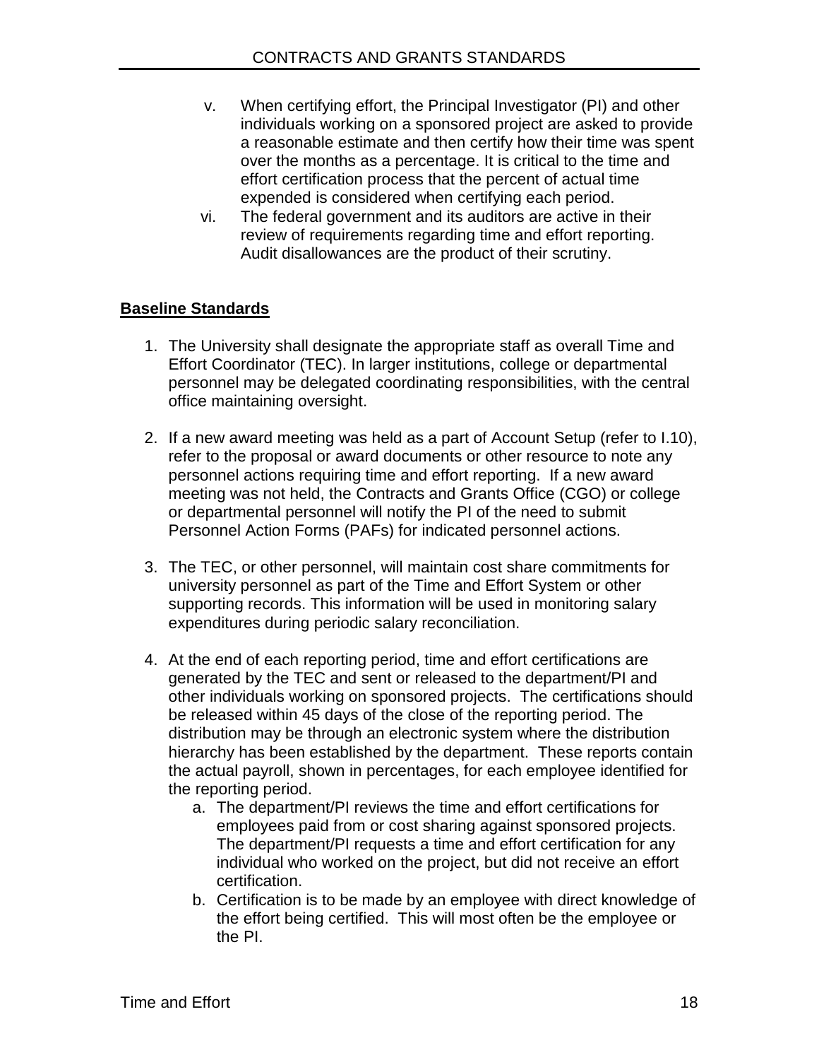v. When certifying effort, the Principal Investigator (PI) and other individuals working on a sponsored project are asked to provide a reasonable estimate and then certify how their time was spent over the months as a percentage. It is critical to the time and effort certification process that the percent of actual time expended is considered when certifying each period.

vi. The federal government and its auditors are active in their review of requirements regarding time and effort reporting. Audit disallowances are the product of their scrutiny.

## Baseline Standards

1. The University shall designate the appropriate staff as overall Time and Effort Coordinator (TEC). In larger institutions, college or departmental personnel may be delegated coordinating responsibilities, with the central office maintaining oversight.

2. If a new award meeting was held as a part of Account Setup (refer to I.10), refer to the proposal or award documents or other resource to note any personnel actions requiring time and effort reporting. If a new award meeting was not held, the Contracts and Grants Office (CGO) or college or departmental personnel will notify the PI of the need to submit Personnel Action Forms (PAFs) for indicated personnel actions.

3. The TEC, or other personnel, will maintain cost share commitments for university personnel as part of the Time and Effort System or other supporting records. This information will be used in monitoring salary expenditures during periodic salary reconciliation.

4. At the end of each reporting period, time and effort certifications are generated by the TEC and sent or released to the department/PI and other individuals working on sponsored projects. The certifications should be released within 45 days of the close of the reporting period. The distribution may be through an electronic system where the distribution hierarchy has been established by the department. These reports contain the actual payroll, shown in percentages, for each employee identified for the reporting period.
   a. The department/PI reviews the time and effort certifications for employees paid from or cost sharing against sponsored projects. The department/PI requests a time and effort certification for any individual who worked on the project, but did not receive an effort certification.
   b. Certification is to be made by an employee with direct knowledge of the effort being certified. This will most often be the employee or the PI.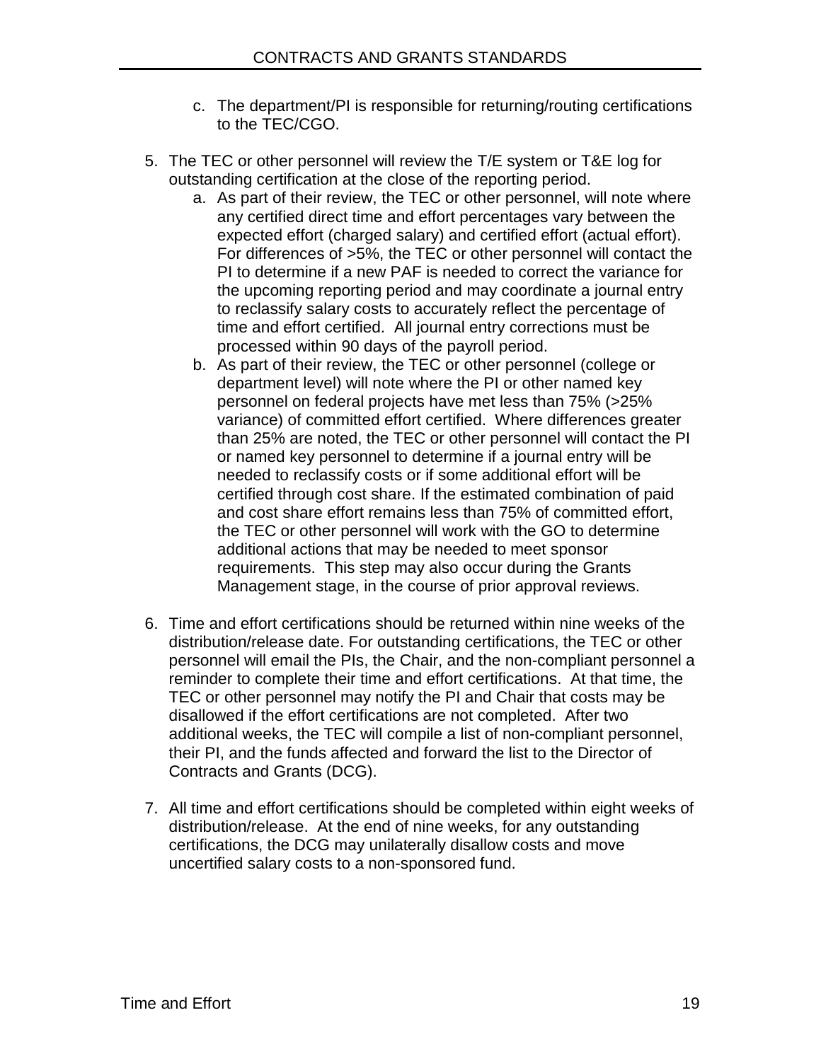c. The department/PI is responsible for returning/routing certifications to the TEC/CGO.

5. The TEC or other personnel will review the T/E system or T&E log for outstanding certification at the close of the reporting period.
   a. As part of their review, the TEC or other personnel, will note where any certified direct time and effort percentages vary between the expected effort (charged salary) and certified effort (actual effort). For differences of >5%, the TEC or other personnel will contact the PI to determine if a new PAF is needed to correct the variance for the upcoming reporting period and may coordinate a journal entry to reclassify salary costs to accurately reflect the percentage of time and effort certified. All journal entry corrections must be processed within 90 days of the payroll period.
   b. As part of their review, the TEC or other personnel (college or department level) will note where the PI or other named key personnel on federal projects have met less than 75% (>25% variance) of committed effort certified. Where differences greater than 25% are noted, the TEC or other personnel will contact the PI or named key personnel to determine if a journal entry will be needed to reclassify costs or if some additional effort will be certified through cost share. If the estimated combination of paid and cost share effort remains less than 75% of committed effort, the TEC or other personnel will work with the GO to determine additional actions that may be needed to meet sponsor requirements. This step may also occur during the Grants Management stage, in the course of prior approval reviews.

6. Time and effort certifications should be returned within nine weeks of the distribution/release date. For outstanding certifications, the TEC or other personnel will email the PIs, the Chair, and the non-compliant personnel a reminder to complete their time and effort certifications. At that time, the TEC or other personnel may notify the PI and Chair that costs may be disallowed if the effort certifications are not completed. After two additional weeks, the TEC will compile a list of non-compliant personnel, their PI, and the funds affected and forward the list to the Director of Contracts and Grants (DCG).

7. All time and effort certifications should be completed within eight weeks of distribution/release. At the end of nine weeks, for any outstanding certifications, the DCG may unilaterally disallow costs and move uncertified salary costs to a non-sponsored fund.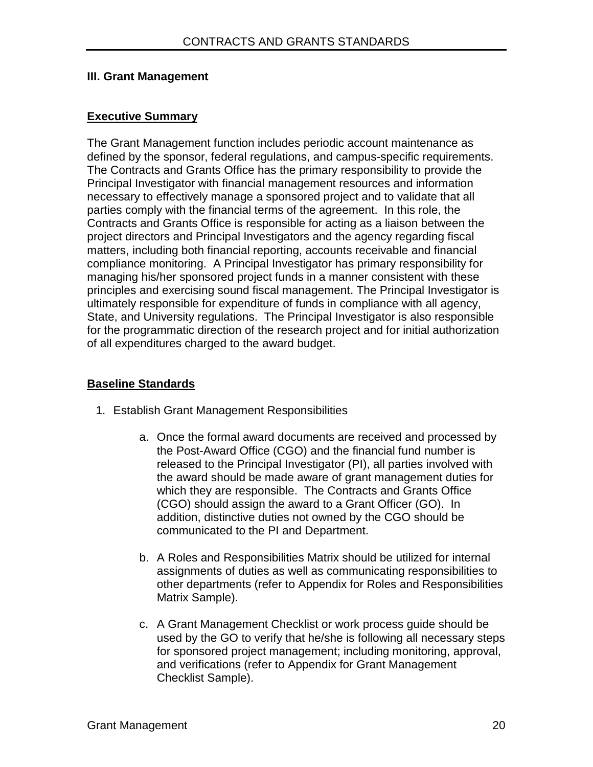## III. Grant Management

### Executive Summary

The Grant Management function includes periodic account maintenance as defined by the sponsor, federal regulations, and campus-specific requirements. The Contracts and Grants Office has the primary responsibility to provide the Principal Investigator with financial management resources and information necessary to effectively manage a sponsored project and to validate that all parties comply with the financial terms of the agreement. In this role, the Contracts and Grants Office is responsible for acting as a liaison between the project directors and Principal Investigators and the agency regarding fiscal matters, including both financial reporting, accounts receivable and financial compliance monitoring. A Principal Investigator has primary responsibility for managing his/her sponsored project funds in a manner consistent with these principles and exercising sound fiscal management. The Principal Investigator is ultimately responsible for expenditure of funds in compliance with all agency, State, and University regulations. The Principal Investigator is also responsible for the programmatic direction of the research project and for initial authorization of all expenditures charged to the award budget.

### Baseline Standards

1. Establish Grant Management Responsibilities

    a. Once the formal award documents are received and processed by the Post-Award Office (CGO) and the financial fund number is released to the Principal Investigator (PI), all parties involved with the award should be made aware of grant management duties for which they are responsible. The Contracts and Grants Office (CGO) should assign the award to a Grant Officer (GO). In addition, distinctive duties not owned by the CGO should be communicated to the PI and Department.

    b. A Roles and Responsibilities Matrix should be utilized for internal assignments of duties as well as communicating responsibilities to other departments (refer to Appendix for Roles and Responsibilities Matrix Sample).

    c. A Grant Management Checklist or work process guide should be used by the GO to verify that he/she is following all necessary steps for sponsored project management; including monitoring, approval, and verifications (refer to Appendix for Grant Management Checklist Sample).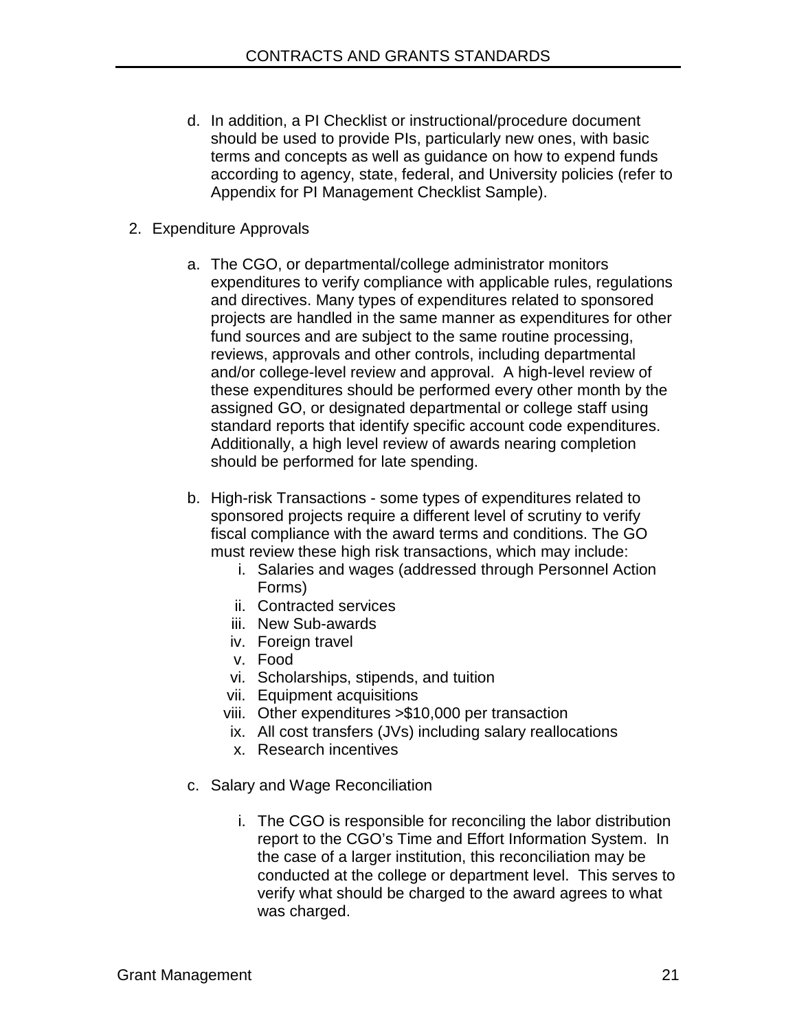d. In addition, a PI Checklist or instructional/procedure document should be used to provide PIs, particularly new ones, with basic terms and concepts as well as guidance on how to expend funds according to agency, state, federal, and University policies (refer to Appendix for PI Management Checklist Sample).

2. Expenditure Approvals

   a. The CGO, or departmental/college administrator monitors expenditures to verify compliance with applicable rules, regulations and directives. Many types of expenditures related to sponsored projects are handled in the same manner as expenditures for other fund sources and are subject to the same routine processing, reviews, approvals and other controls, including departmental and/or college-level review and approval. A high-level review of these expenditures should be performed every other month by the assigned GO, or designated departmental or college staff using standard reports that identify specific account code expenditures. Additionally, a high level review of awards nearing completion should be performed for late spending.

   b. High-risk Transactions - some types of expenditures related to sponsored projects require a different level of scrutiny to verify fiscal compliance with the award terms and conditions. The GO must review these high risk transactions, which may include:
      i. Salaries and wages (addressed through Personnel Action Forms)
      ii. Contracted services
      iii. New Sub-awards
      iv. Foreign travel
      v. Food
      vi. Scholarships, stipends, and tuition
      vii. Equipment acquisitions
      viii. Other expenditures >$10,000 per transaction
      ix. All cost transfers (JVs) including salary reallocations
      x. Research incentives

   c. Salary and Wage Reconciliation

      i. The CGO is responsible for reconciling the labor distribution report to the CGO's Time and Effort Information System. In the case of a larger institution, this reconciliation may be conducted at the college or department level. This serves to verify what should be charged to the award agrees to what was charged.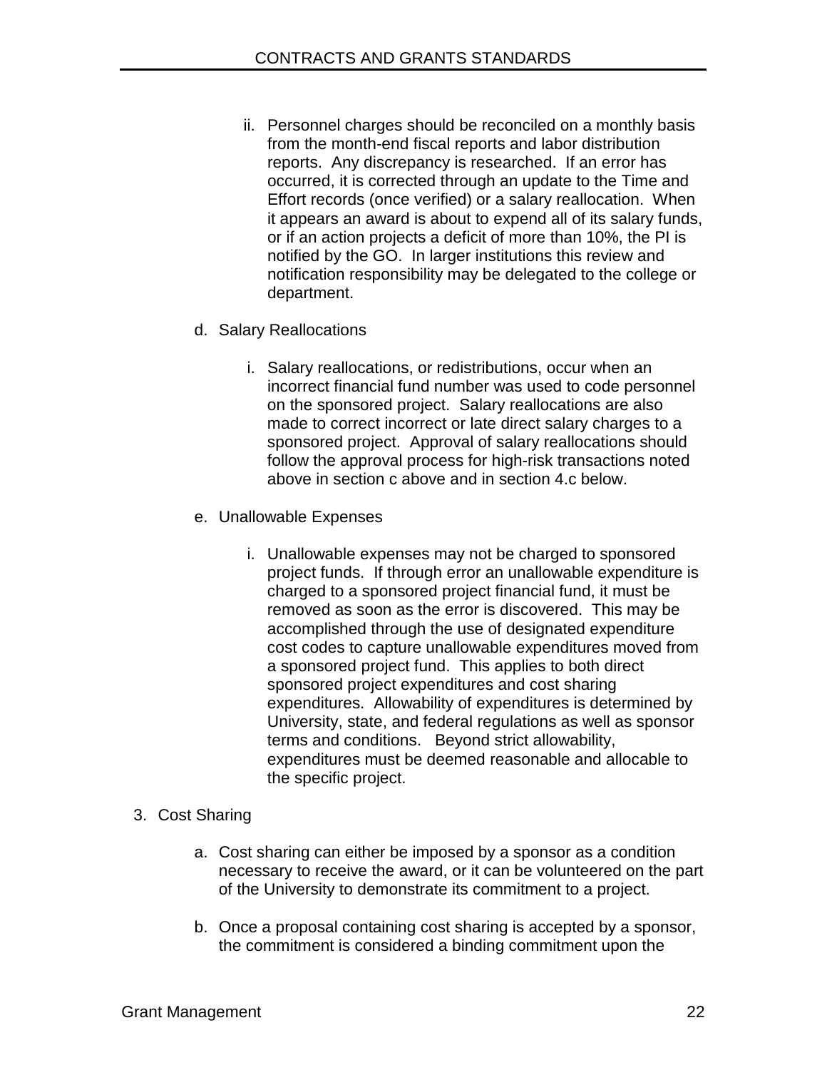ii. Personnel charges should be reconciled on a monthly basis from the month-end fiscal reports and labor distribution reports. Any discrepancy is researched. If an error has occurred, it is corrected through an update to the Time and Effort records (once verified) or a salary reallocation. When it appears an award is about to expend all of its salary funds, or if an action projects a deficit of more than 10%, the PI is notified by the GO. In larger institutions this review and notification responsibility may be delegated to the college or department.

d. Salary Reallocations

i. Salary reallocations, or redistributions, occur when an incorrect financial fund number was used to code personnel on the sponsored project. Salary reallocations are also made to correct incorrect or late direct salary charges to a sponsored project. Approval of salary reallocations should follow the approval process for high-risk transactions noted above in section c above and in section 4.c below.

e. Unallowable Expenses

i. Unallowable expenses may not be charged to sponsored project funds. If through error an unallowable expenditure is charged to a sponsored project financial fund, it must be removed as soon as the error is discovered. This may be accomplished through the use of designated expenditure cost codes to capture unallowable expenditures moved from a sponsored project fund. This applies to both direct sponsored project expenditures and cost sharing expenditures. Allowability of expenditures is determined by University, state, and federal regulations as well as sponsor terms and conditions. Beyond strict allowability, expenditures must be deemed reasonable and allocable to the specific project.

3. Cost Sharing

a. Cost sharing can either be imposed by a sponsor as a condition necessary to receive the award, or it can be volunteered on the part of the University to demonstrate its commitment to a project.

b. Once a proposal containing cost sharing is accepted by a sponsor, the commitment is considered a binding commitment upon the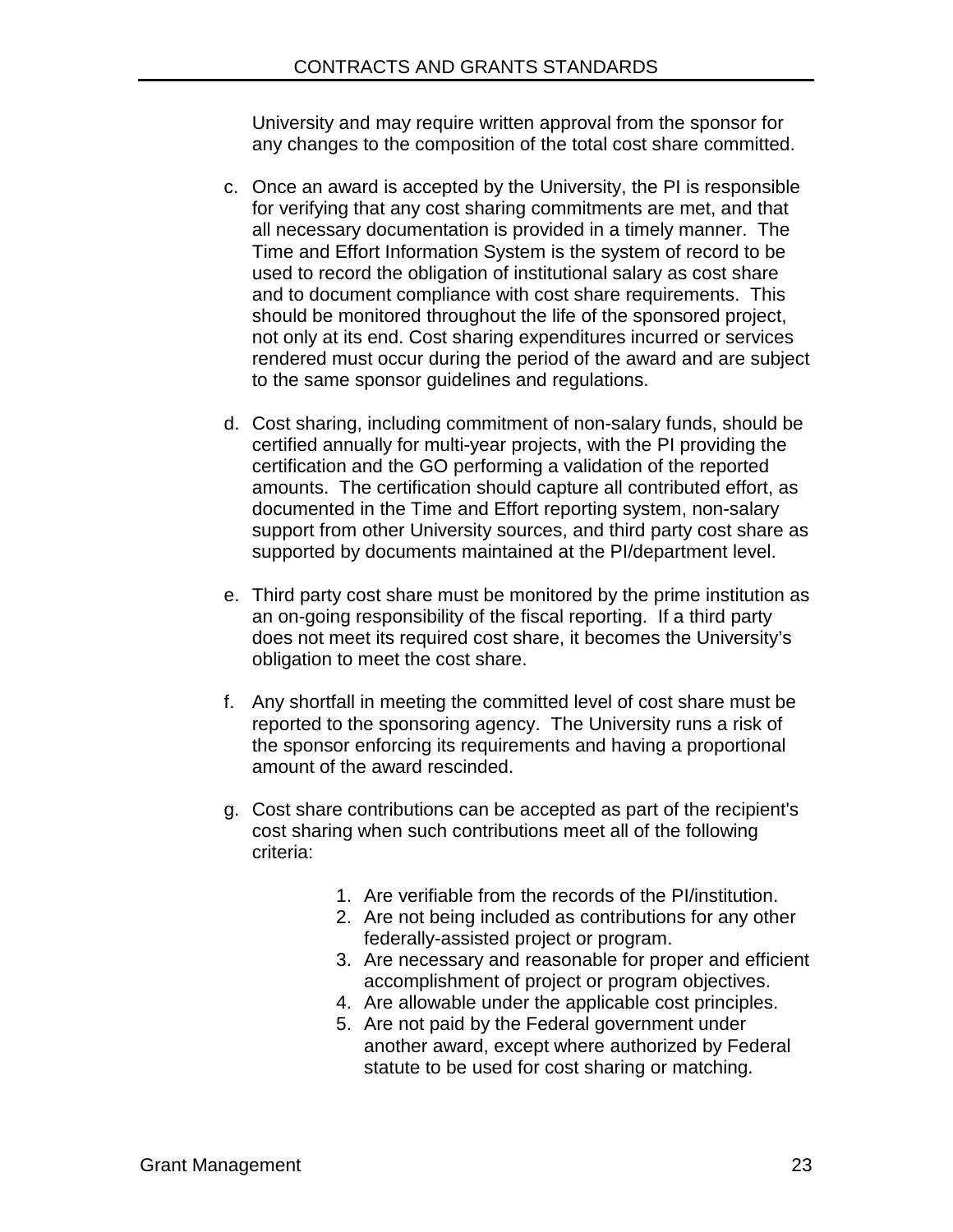University and may require written approval from the sponsor for any changes to the composition of the total cost share committed.

c. Once an award is accepted by the University, the PI is responsible for verifying that any cost sharing commitments are met, and that all necessary documentation is provided in a timely manner. The Time and Effort Information System is the system of record to be used to record the obligation of institutional salary as cost share and to document compliance with cost share requirements. This should be monitored throughout the life of the sponsored project, not only at its end. Cost sharing expenditures incurred or services rendered must occur during the period of the award and are subject to the same sponsor guidelines and regulations.

d. Cost sharing, including commitment of non-salary funds, should be certified annually for multi-year projects, with the PI providing the certification and the GO performing a validation of the reported amounts. The certification should capture all contributed effort, as documented in the Time and Effort reporting system, non-salary support from other University sources, and third party cost share as supported by documents maintained at the PI/department level.

e. Third party cost share must be monitored by the prime institution as an on-going responsibility of the fiscal reporting. If a third party does not meet its required cost share, it becomes the University's obligation to meet the cost share.

f. Any shortfall in meeting the committed level of cost share must be reported to the sponsoring agency. The University runs a risk of the sponsor enforcing its requirements and having a proportional amount of the award rescinded.

g. Cost share contributions can be accepted as part of the recipient's cost sharing when such contributions meet all of the following criteria:

   1. Are verifiable from the records of the PI/institution.
   2. Are not being included as contributions for any other federally-assisted project or program.
   3. Are necessary and reasonable for proper and efficient accomplishment of project or program objectives.
   4. Are allowable under the applicable cost principles.
   5. Are not paid by the Federal government under another award, except where authorized by Federal statute to be used for cost sharing or matching.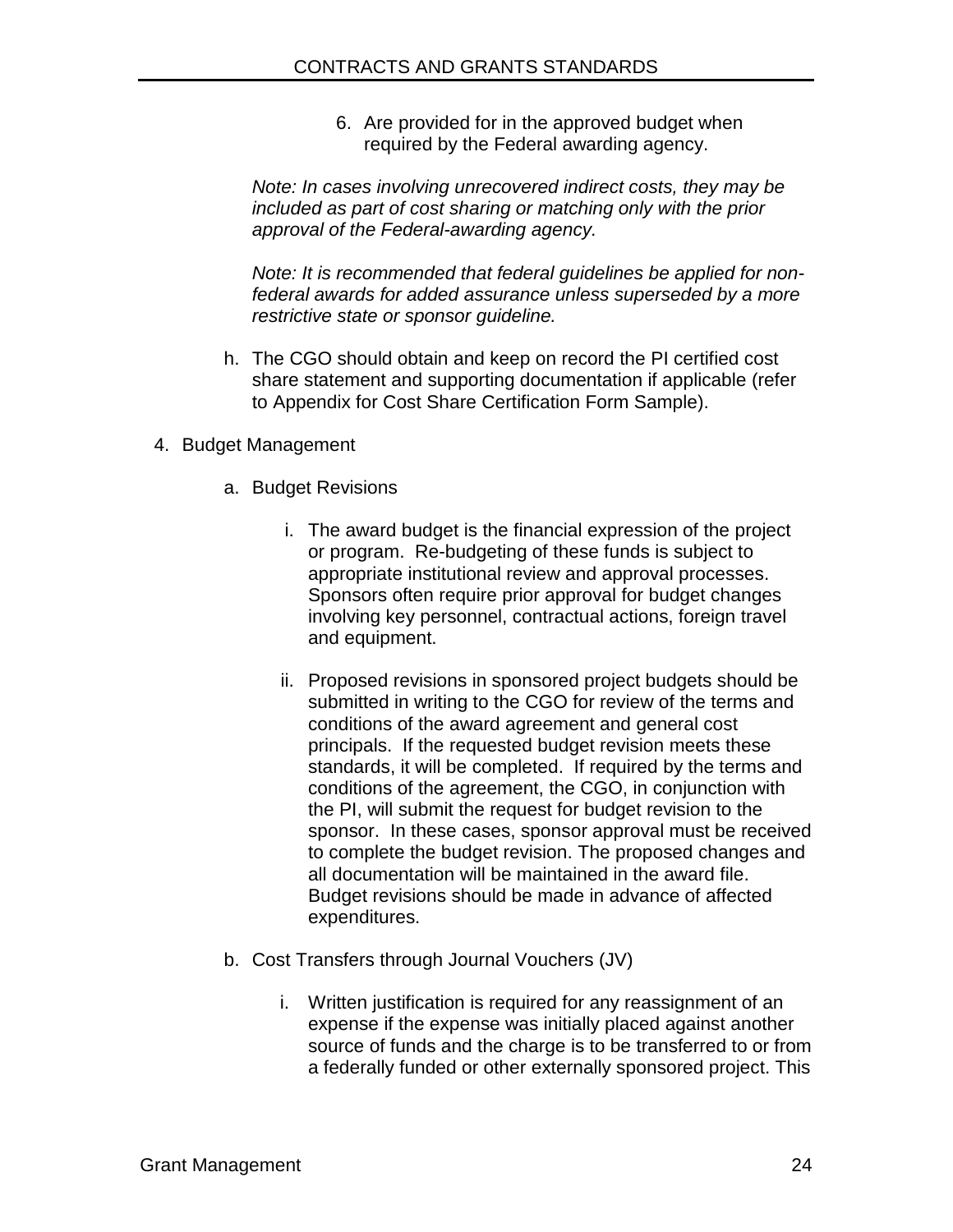6. Are provided for in the approved budget when required by the Federal awarding agency.

*Note: In cases involving unrecovered indirect costs, they may be included as part of cost sharing or matching only with the prior approval of the Federal-awarding agency.*

*Note: It is recommended that federal guidelines be applied for non-federal awards for added assurance unless superseded by a more restrictive state or sponsor guideline.*

h. The CGO should obtain and keep on record the PI certified cost share statement and supporting documentation if applicable (refer to Appendix for Cost Share Certification Form Sample).

4. Budget Management

   a. Budget Revisions

      i. The award budget is the financial expression of the project or program. Re-budgeting of these funds is subject to appropriate institutional review and approval processes. Sponsors often require prior approval for budget changes involving key personnel, contractual actions, foreign travel and equipment.

      ii. Proposed revisions in sponsored project budgets should be submitted in writing to the CGO for review of the terms and conditions of the award agreement and general cost principals. If the requested budget revision meets these standards, it will be completed. If required by the terms and conditions of the agreement, the CGO, in conjunction with the PI, will submit the request for budget revision to the sponsor. In these cases, sponsor approval must be received to complete the budget revision. The proposed changes and all documentation will be maintained in the award file. Budget revisions should be made in advance of affected expenditures.

   b. Cost Transfers through Journal Vouchers (JV)

      i. Written justification is required for any reassignment of an expense if the expense was initially placed against another source of funds and the charge is to be transferred to or from a federally funded or other externally sponsored project. This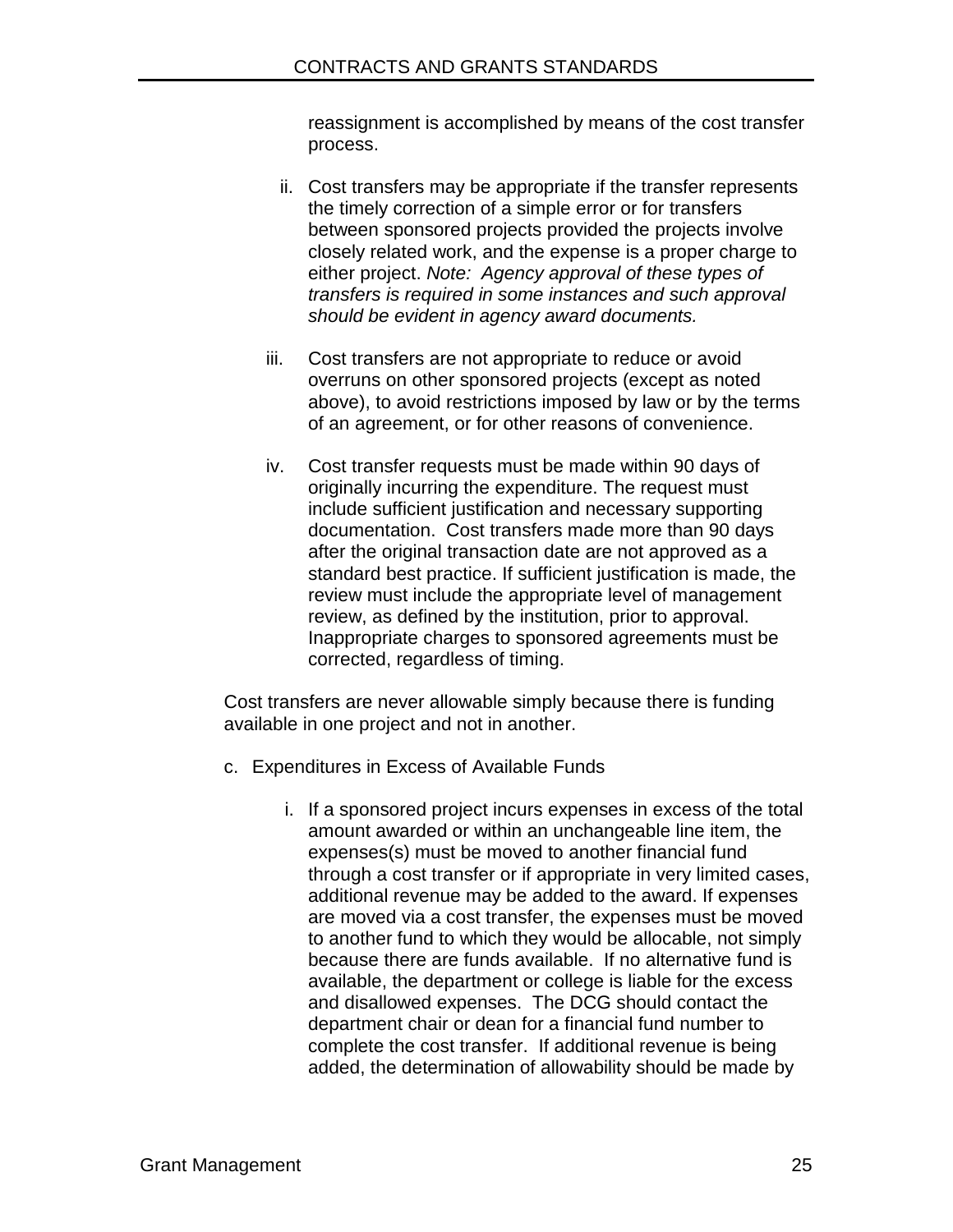reassignment is accomplished by means of the cost transfer process.

ii. Cost transfers may be appropriate if the transfer represents the timely correction of a simple error or for transfers between sponsored projects provided the projects involve closely related work, and the expense is a proper charge to either project. *Note: Agency approval of these types of transfers is required in some instances and such approval should be evident in agency award documents.*

iii. Cost transfers are not appropriate to reduce or avoid overruns on other sponsored projects (except as noted above), to avoid restrictions imposed by law or by the terms of an agreement, or for other reasons of convenience.

iv. Cost transfer requests must be made within 90 days of originally incurring the expenditure. The request must include sufficient justification and necessary supporting documentation. Cost transfers made more than 90 days after the original transaction date are not approved as a standard best practice. If sufficient justification is made, the review must include the appropriate level of management review, as defined by the institution, prior to approval. Inappropriate charges to sponsored agreements must be corrected, regardless of timing.

Cost transfers are never allowable simply because there is funding available in one project and not in another.

c. Expenditures in Excess of Available Funds

i. If a sponsored project incurs expenses in excess of the total amount awarded or within an unchangeable line item, the expenses(s) must be moved to another financial fund through a cost transfer or if appropriate in very limited cases, additional revenue may be added to the award. If expenses are moved via a cost transfer, the expenses must be moved to another fund to which they would be allocable, not simply because there are funds available. If no alternative fund is available, the department or college is liable for the excess and disallowed expenses. The DCG should contact the department chair or dean for a financial fund number to complete the cost transfer. If additional revenue is being added, the determination of allowability should be made by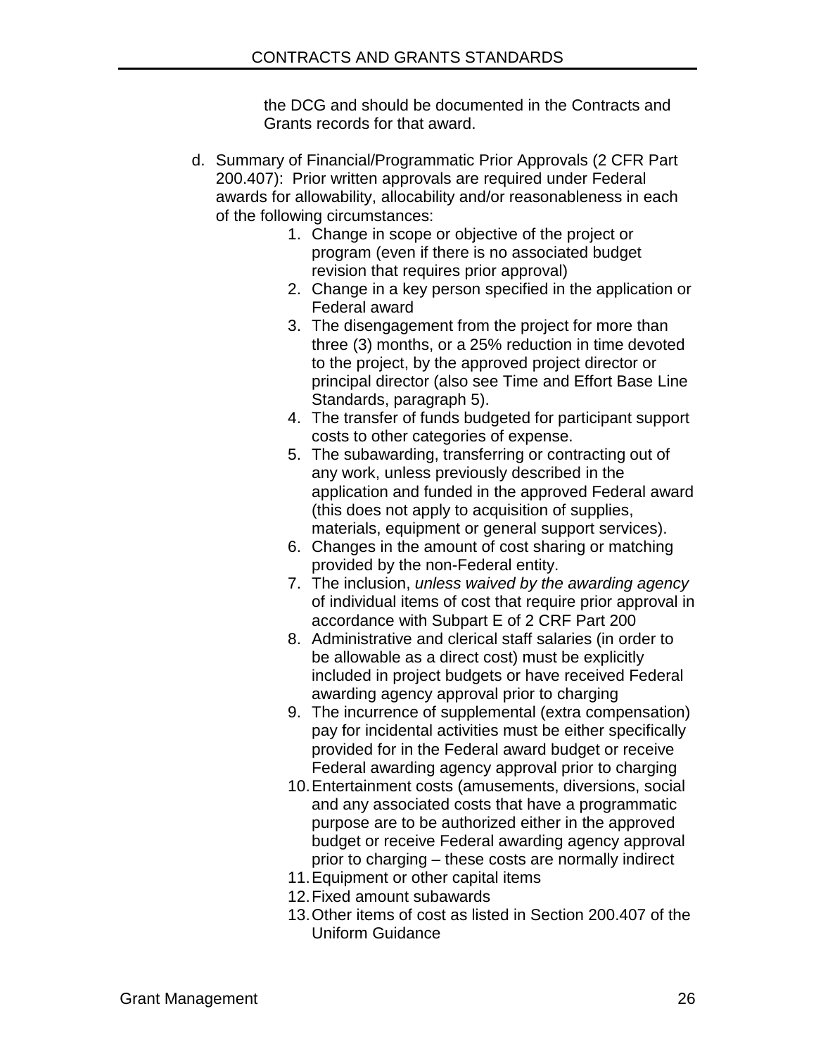the DCG and should be documented in the Contracts and Grants records for that award.

d. Summary of Financial/Programmatic Prior Approvals (2 CFR Part 200.407): Prior written approvals are required under Federal awards for allowability, allocability and/or reasonableness in each of the following circumstances:

   1. Change in scope or objective of the project or program (even if there is no associated budget revision that requires prior approval)
   2. Change in a key person specified in the application or Federal award
   3. The disengagement from the project for more than three (3) months, or a 25% reduction in time devoted to the project, by the approved project director or principal director (also see Time and Effort Base Line Standards, paragraph 5).
   4. The transfer of funds budgeted for participant support costs to other categories of expense.
   5. The subawarding, transferring or contracting out of any work, unless previously described in the application and funded in the approved Federal award (this does not apply to acquisition of supplies, materials, equipment or general support services).
   6. Changes in the amount of cost sharing or matching provided by the non-Federal entity.
   7. The inclusion, *unless waived by the awarding agency* of individual items of cost that require prior approval in accordance with Subpart E of 2 CRF Part 200
   8. Administrative and clerical staff salaries (in order to be allowable as a direct cost) must be explicitly included in project budgets or have received Federal awarding agency approval prior to charging
   9. The incurrence of supplemental (extra compensation) pay for incidental activities must be either specifically provided for in the Federal award budget or receive Federal awarding agency approval prior to charging
   10. Entertainment costs (amusements, diversions, social and any associated costs that have a programmatic purpose are to be authorized either in the approved budget or receive Federal awarding agency approval prior to charging – these costs are normally indirect
   11. Equipment or other capital items
   12. Fixed amount subawards
   13. Other items of cost as listed in Section 200.407 of the Uniform Guidance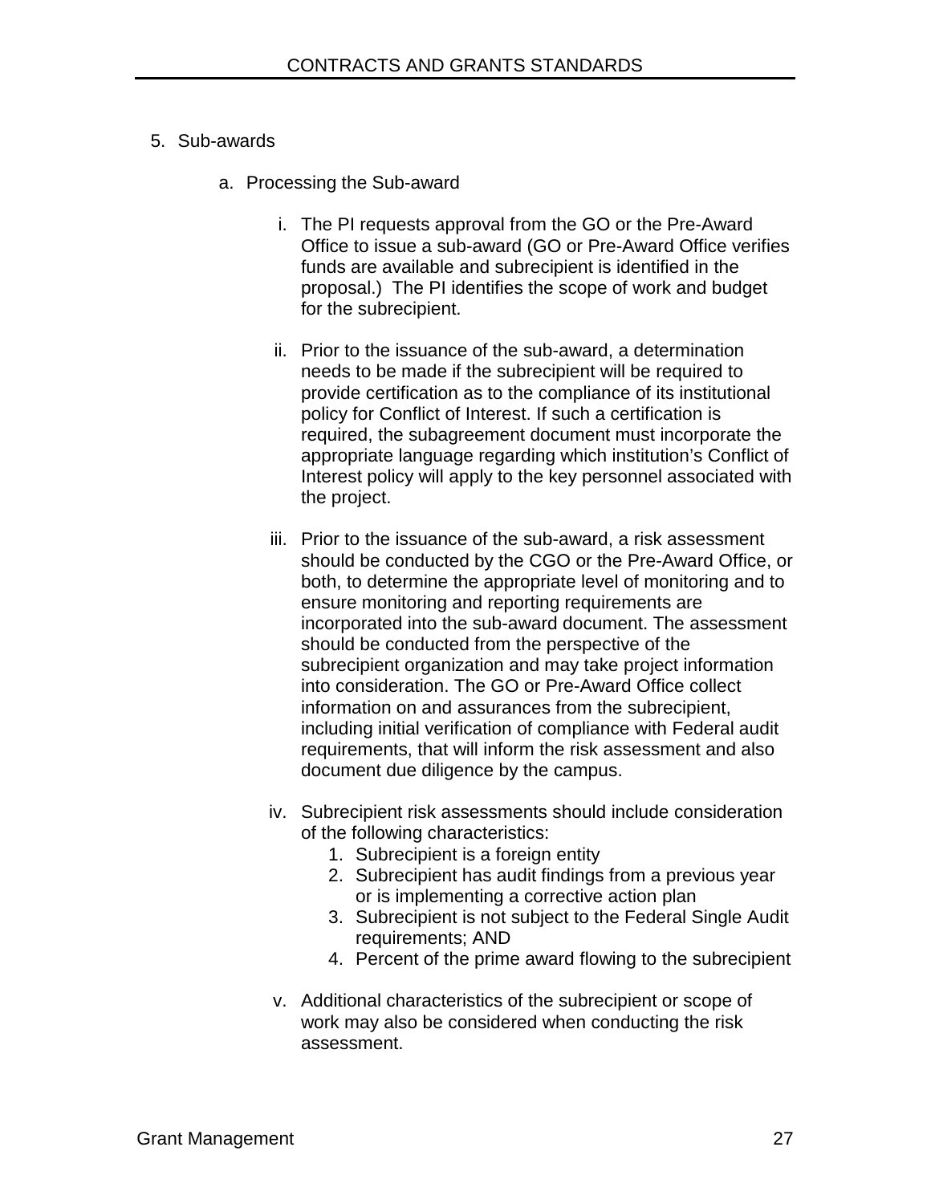5. Sub-awards

   a. Processing the Sub-award

      i. The PI requests approval from the GO or the Pre-Award Office to issue a sub-award (GO or Pre-Award Office verifies funds are available and subrecipient is identified in the proposal.) The PI identifies the scope of work and budget for the subrecipient.

      ii. Prior to the issuance of the sub-award, a determination needs to be made if the subrecipient will be required to provide certification as to the compliance of its institutional policy for Conflict of Interest. If such a certification is required, the subagreement document must incorporate the appropriate language regarding which institution's Conflict of Interest policy will apply to the key personnel associated with the project.

      iii. Prior to the issuance of the sub-award, a risk assessment should be conducted by the CGO or the Pre-Award Office, or both, to determine the appropriate level of monitoring and to ensure monitoring and reporting requirements are incorporated into the sub-award document. The assessment should be conducted from the perspective of the subrecipient organization and may take project information into consideration. The GO or Pre-Award Office collect information on and assurances from the subrecipient, including initial verification of compliance with Federal audit requirements, that will inform the risk assessment and also document due diligence by the campus.

      iv. Subrecipient risk assessments should include consideration of the following characteristics:
         1. Subrecipient is a foreign entity
         2. Subrecipient has audit findings from a previous year or is implementing a corrective action plan
         3. Subrecipient is not subject to the Federal Single Audit requirements; AND
         4. Percent of the prime award flowing to the subrecipient

      v. Additional characteristics of the subrecipient or scope of work may also be considered when conducting the risk assessment.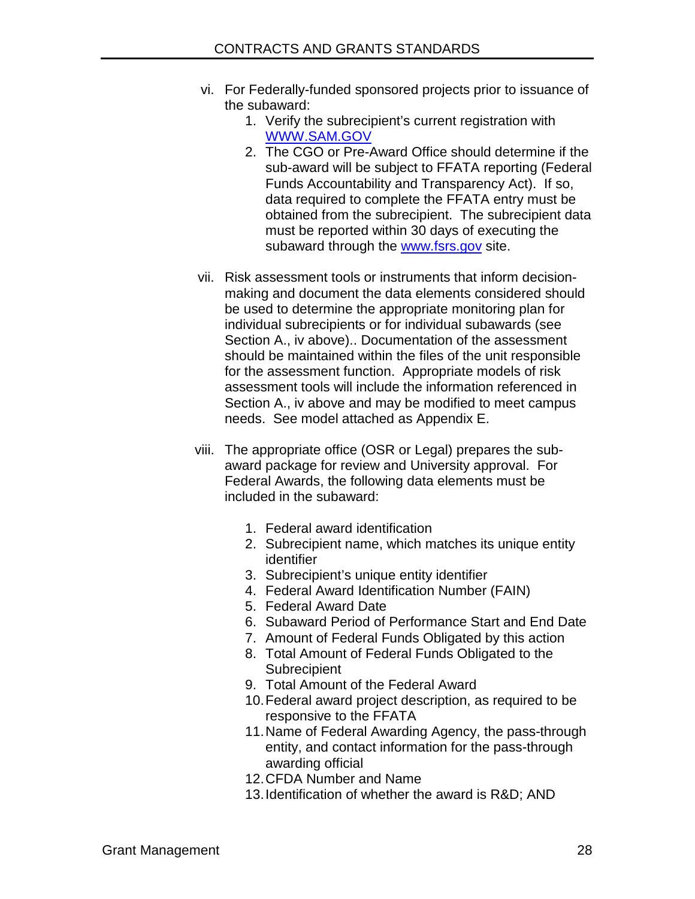vi. For Federally-funded sponsored projects prior to issuance of the subaward:
   1. Verify the subrecipient's current registration with [WWW.SAM.GOV](http://WWW.SAM.GOV)
   2. The CGO or Pre-Award Office should determine if the sub-award will be subject to FFATA reporting (Federal Funds Accountability and Transparency Act). If so, data required to complete the FFATA entry must be obtained from the subrecipient. The subrecipient data must be reported within 30 days of executing the subaward through the [www.fsrs.gov](http://www.fsrs.gov) site.

vii. Risk assessment tools or instruments that inform decision-making and document the data elements considered should be used to determine the appropriate monitoring plan for individual subrecipients or for individual subawards (see Section A., iv above).. Documentation of the assessment should be maintained within the files of the unit responsible for the assessment function. Appropriate models of risk assessment tools will include the information referenced in Section A., iv above and may be modified to meet campus needs. See model attached as Appendix E.

viii. The appropriate office (OSR or Legal) prepares the sub-award package for review and University approval. For Federal Awards, the following data elements must be included in the subaward:

   1. Federal award identification
   2. Subrecipient name, which matches its unique entity identifier
   3. Subrecipient's unique entity identifier
   4. Federal Award Identification Number (FAIN)
   5. Federal Award Date
   6. Subaward Period of Performance Start and End Date
   7. Amount of Federal Funds Obligated by this action
   8. Total Amount of Federal Funds Obligated to the Subrecipient
   9. Total Amount of the Federal Award
   10. Federal award project description, as required to be responsive to the FFATA
   11. Name of Federal Awarding Agency, the pass-through entity, and contact information for the pass-through awarding official
   12. CFDA Number and Name
   13. Identification of whether the award is R&D; AND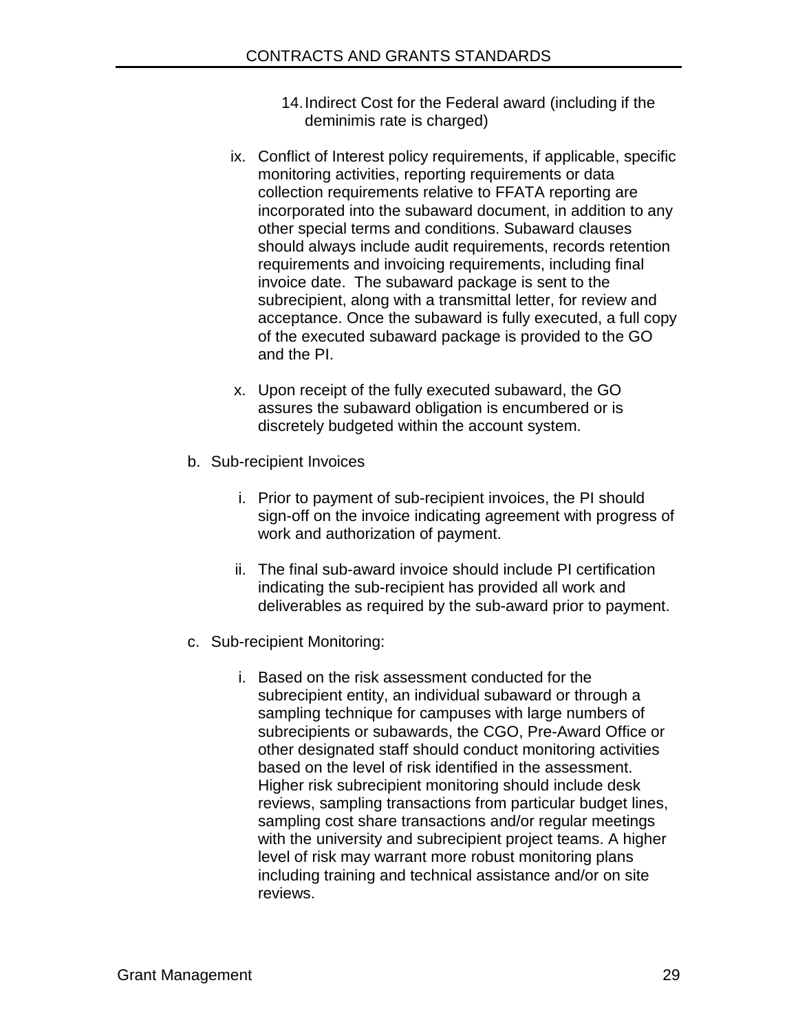14. Indirect Cost for the Federal award (including if the deminimis rate is charged)

ix. Conflict of Interest policy requirements, if applicable, specific monitoring activities, reporting requirements or data collection requirements relative to FFATA reporting are incorporated into the subaward document, in addition to any other special terms and conditions. Subaward clauses should always include audit requirements, records retention requirements and invoicing requirements, including final invoice date. The subaward package is sent to the subrecipient, along with a transmittal letter, for review and acceptance. Once the subaward is fully executed, a full copy of the executed subaward package is provided to the GO and the PI.

x. Upon receipt of the fully executed subaward, the GO assures the subaward obligation is encumbered or is discretely budgeted within the account system.

b. Sub-recipient Invoices

   i. Prior to payment of sub-recipient invoices, the PI should sign-off on the invoice indicating agreement with progress of work and authorization of payment.

   ii. The final sub-award invoice should include PI certification indicating the sub-recipient has provided all work and deliverables as required by the sub-award prior to payment.

c. Sub-recipient Monitoring:

   i. Based on the risk assessment conducted for the subrecipient entity, an individual subaward or through a sampling technique for campuses with large numbers of subrecipients or subawards, the CGO, Pre-Award Office or other designated staff should conduct monitoring activities based on the level of risk identified in the assessment. Higher risk subrecipient monitoring should include desk reviews, sampling transactions from particular budget lines, sampling cost share transactions and/or regular meetings with the university and subrecipient project teams. A higher level of risk may warrant more robust monitoring plans including training and technical assistance and/or on site reviews.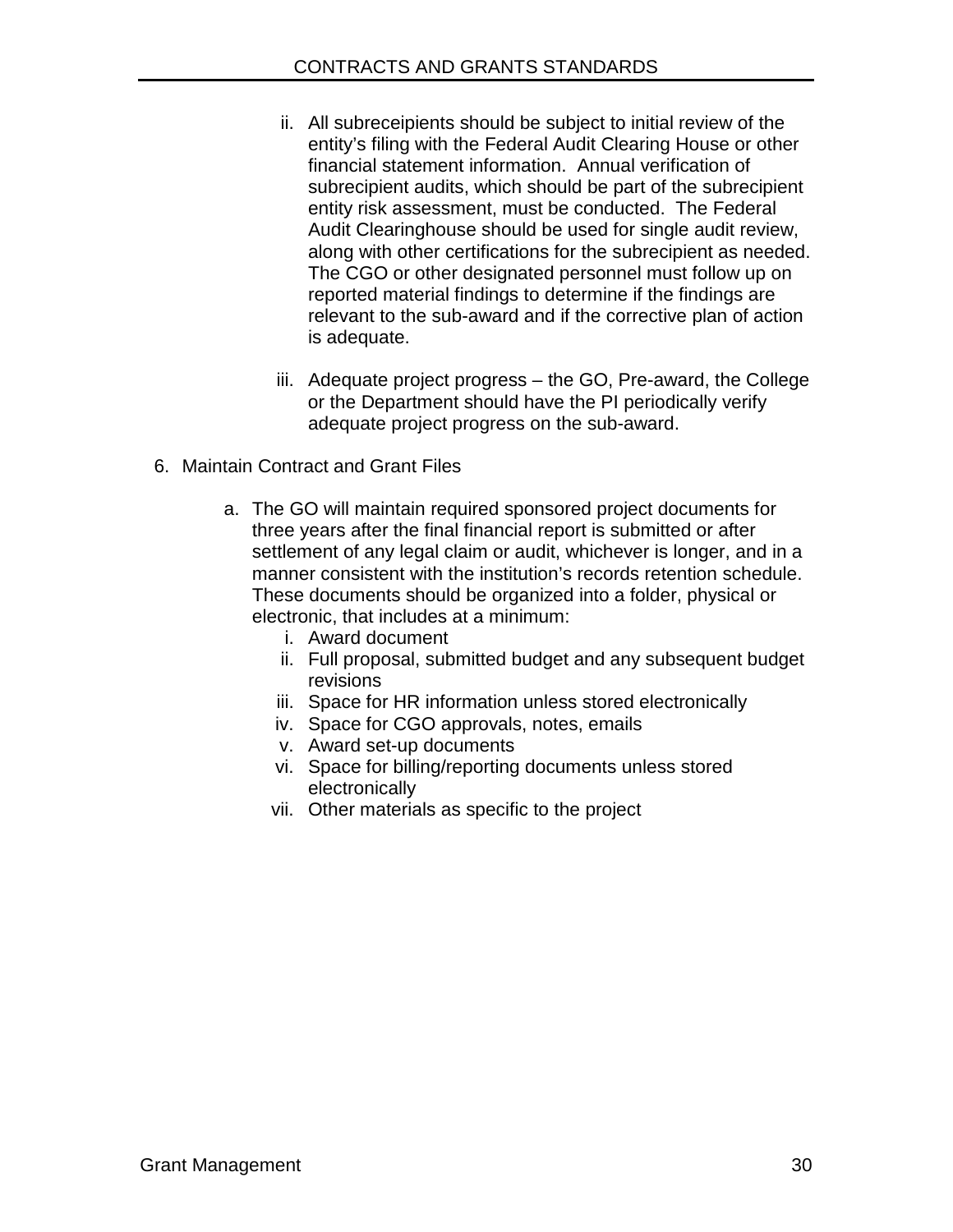ii. All subreceipients should be subject to initial review of the entity's filing with the Federal Audit Clearing House or other financial statement information. Annual verification of subrecipient audits, which should be part of the subrecipient entity risk assessment, must be conducted. The Federal Audit Clearinghouse should be used for single audit review, along with other certifications for the subrecipient as needed. The CGO or other designated personnel must follow up on reported material findings to determine if the findings are relevant to the sub-award and if the corrective plan of action is adequate.

iii. Adequate project progress – the GO, Pre-award, the College or the Department should have the PI periodically verify adequate project progress on the sub-award.

6. Maintain Contract and Grant Files

   a. The GO will maintain required sponsored project documents for three years after the final financial report is submitted or after settlement of any legal claim or audit, whichever is longer, and in a manner consistent with the institution's records retention schedule. These documents should be organized into a folder, physical or electronic, that includes at a minimum:
      i. Award document
      ii. Full proposal, submitted budget and any subsequent budget revisions
      iii. Space for HR information unless stored electronically
      iv. Space for CGO approvals, notes, emails
      v. Award set-up documents
      vi. Space for billing/reporting documents unless stored electronically
      vii. Other materials as specific to the project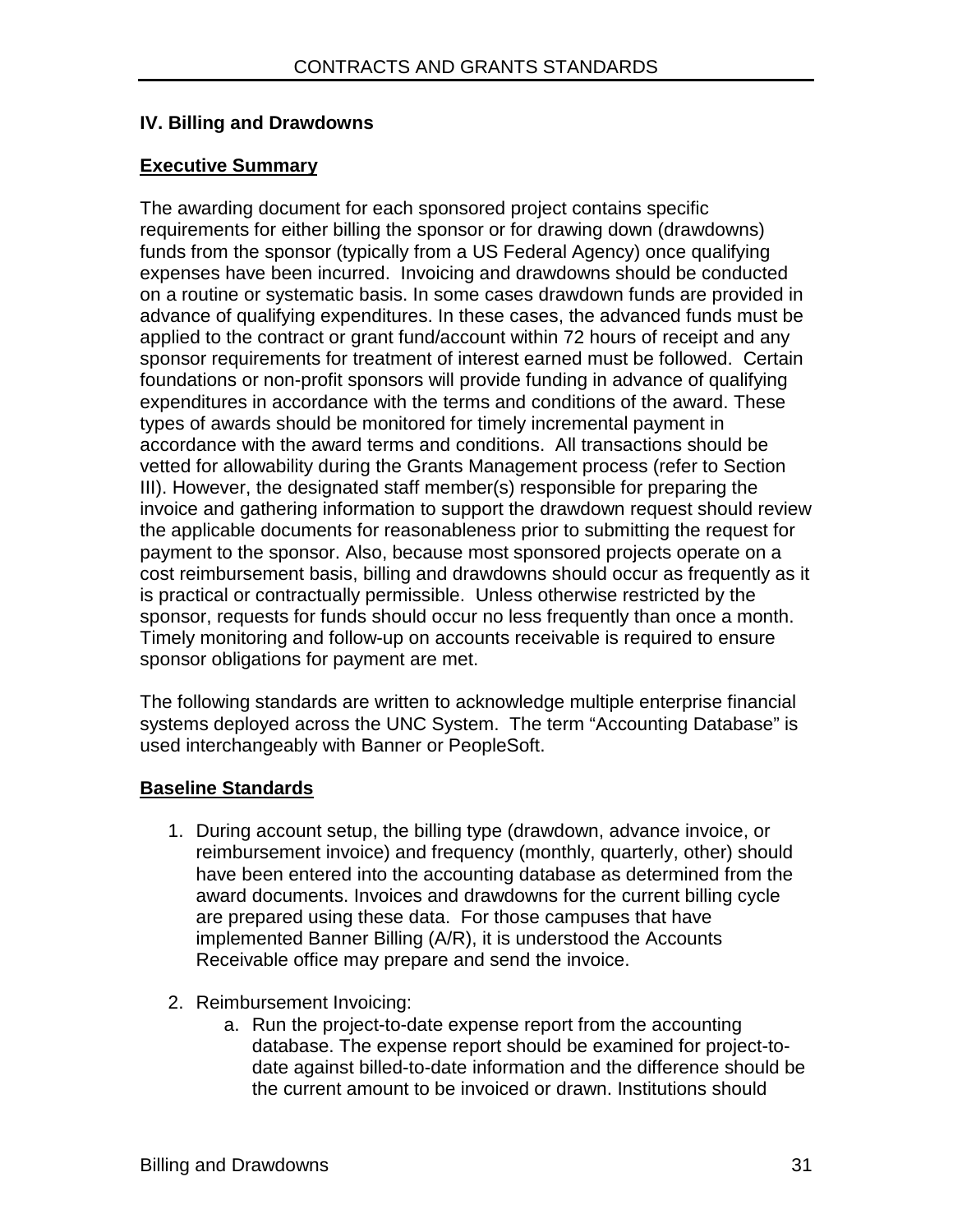## IV. Billing and Drawdowns

**Executive Summary**

The awarding document for each sponsored project contains specific requirements for either billing the sponsor or for drawing down (drawdowns) funds from the sponsor (typically from a US Federal Agency) once qualifying expenses have been incurred. Invoicing and drawdowns should be conducted on a routine or systematic basis. In some cases drawdown funds are provided in advance of qualifying expenditures. In these cases, the advanced funds must be applied to the contract or grant fund/account within 72 hours of receipt and any sponsor requirements for treatment of interest earned must be followed. Certain foundations or non-profit sponsors will provide funding in advance of qualifying expenditures in accordance with the terms and conditions of the award. These types of awards should be monitored for timely incremental payment in accordance with the award terms and conditions. All transactions should be vetted for allowability during the Grants Management process (refer to Section III). However, the designated staff member(s) responsible for preparing the invoice and gathering information to support the drawdown request should review the applicable documents for reasonableness prior to submitting the request for payment to the sponsor. Also, because most sponsored projects operate on a cost reimbursement basis, billing and drawdowns should occur as frequently as it is practical or contractually permissible. Unless otherwise restricted by the sponsor, requests for funds should occur no less frequently than once a month. Timely monitoring and follow-up on accounts receivable is required to ensure sponsor obligations for payment are met.

The following standards are written to acknowledge multiple enterprise financial systems deployed across the UNC System. The term "Accounting Database" is used interchangeably with Banner or PeopleSoft.

**Baseline Standards**

1. During account setup, the billing type (drawdown, advance invoice, or reimbursement invoice) and frequency (monthly, quarterly, other) should have been entered into the accounting database as determined from the award documents. Invoices and drawdowns for the current billing cycle are prepared using these data. For those campuses that have implemented Banner Billing (A/R), it is understood the Accounts Receivable office may prepare and send the invoice.

2. Reimbursement Invoicing:
   a. Run the project-to-date expense report from the accounting database. The expense report should be examined for project-to-date against billed-to-date information and the difference should be the current amount to be invoiced or drawn. Institutions should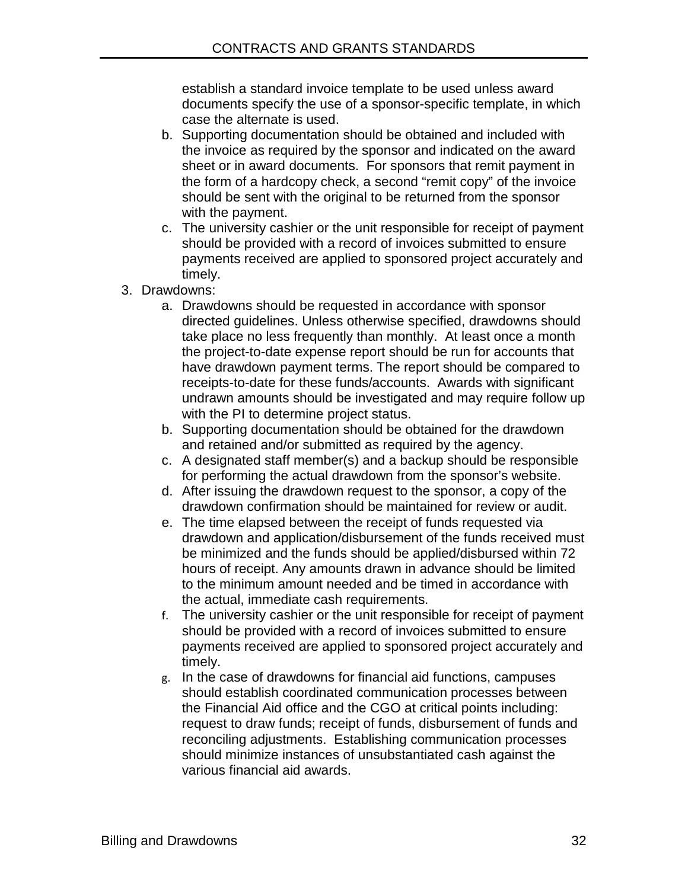establish a standard invoice template to be used unless award documents specify the use of a sponsor-specific template, in which case the alternate is used.

   b. Supporting documentation should be obtained and included with the invoice as required by the sponsor and indicated on the award sheet or in award documents. For sponsors that remit payment in the form of a hardcopy check, a second "remit copy" of the invoice should be sent with the original to be returned from the sponsor with the payment.
   c. The university cashier or the unit responsible for receipt of payment should be provided with a record of invoices submitted to ensure payments received are applied to sponsored project accurately and timely.

3. Drawdowns:
   a. Drawdowns should be requested in accordance with sponsor directed guidelines. Unless otherwise specified, drawdowns should take place no less frequently than monthly. At least once a month the project-to-date expense report should be run for accounts that have drawdown payment terms. The report should be compared to receipts-to-date for these funds/accounts. Awards with significant undrawn amounts should be investigated and may require follow up with the PI to determine project status.
   b. Supporting documentation should be obtained for the drawdown and retained and/or submitted as required by the agency.
   c. A designated staff member(s) and a backup should be responsible for performing the actual drawdown from the sponsor's website.
   d. After issuing the drawdown request to the sponsor, a copy of the drawdown confirmation should be maintained for review or audit.
   e. The time elapsed between the receipt of funds requested via drawdown and application/disbursement of the funds received must be minimized and the funds should be applied/disbursed within 72 hours of receipt. Any amounts drawn in advance should be limited to the minimum amount needed and be timed in accordance with the actual, immediate cash requirements.
   f. The university cashier or the unit responsible for receipt of payment should be provided with a record of invoices submitted to ensure payments received are applied to sponsored project accurately and timely.
   g. In the case of drawdowns for financial aid functions, campuses should establish coordinated communication processes between the Financial Aid office and the CGO at critical points including: request to draw funds; receipt of funds, disbursement of funds and reconciling adjustments. Establishing communication processes should minimize instances of unsubstantiated cash against the various financial aid awards.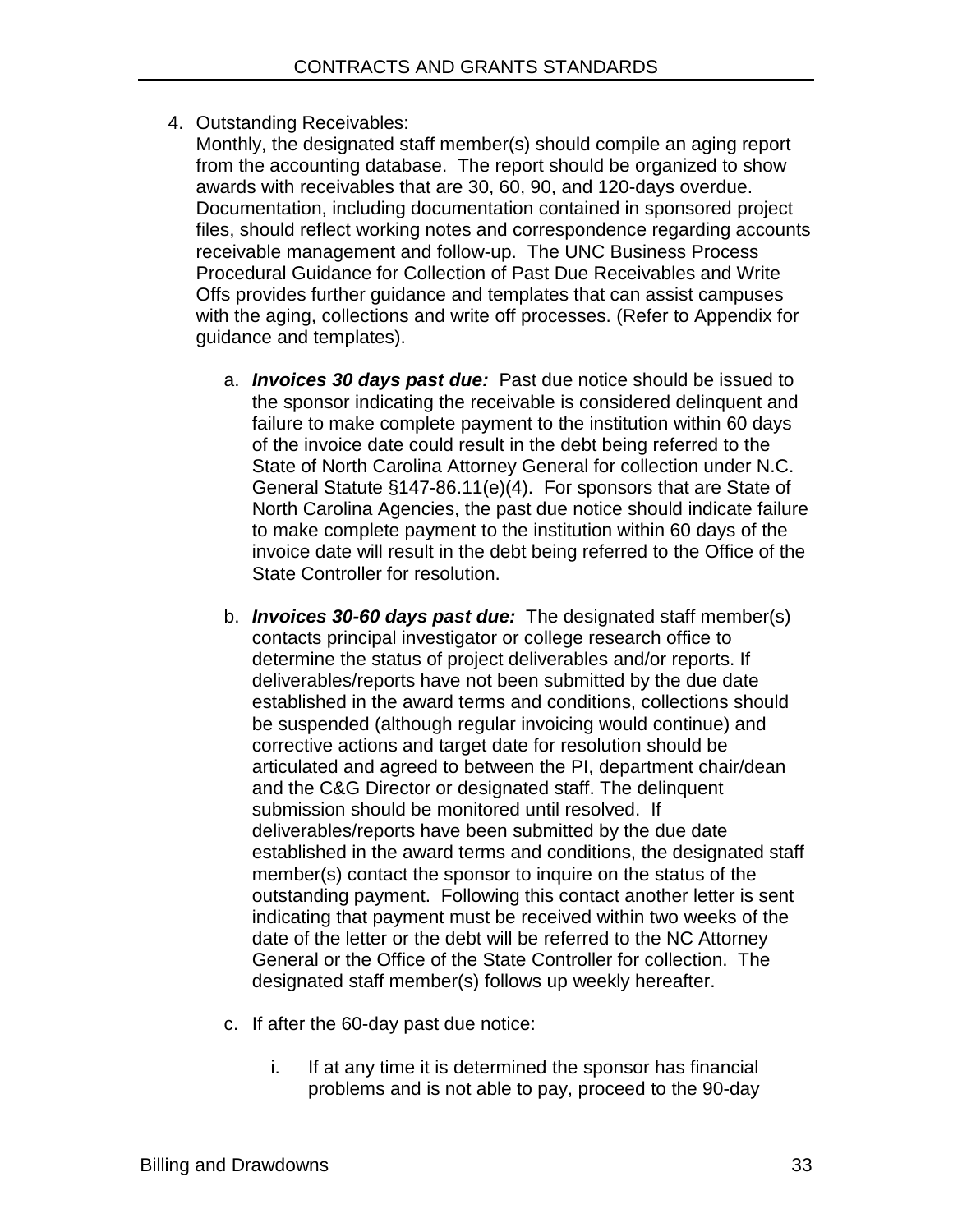4. Outstanding Receivables:
   Monthly, the designated staff member(s) should compile an aging report from the accounting database. The report should be organized to show awards with receivables that are 30, 60, 90, and 120-days overdue. Documentation, including documentation contained in sponsored project files, should reflect working notes and correspondence regarding accounts receivable management and follow-up. The UNC Business Process Procedural Guidance for Collection of Past Due Receivables and Write Offs provides further guidance and templates that can assist campuses with the aging, collections and write off processes. (Refer to Appendix for guidance and templates).

   a. ***Invoices 30 days past due:*** Past due notice should be issued to the sponsor indicating the receivable is considered delinquent and failure to make complete payment to the institution within 60 days of the invoice date could result in the debt being referred to the State of North Carolina Attorney General for collection under N.C. General Statute §147-86.11(e)(4). For sponsors that are State of North Carolina Agencies, the past due notice should indicate failure to make complete payment to the institution within 60 days of the invoice date will result in the debt being referred to the Office of the State Controller for resolution.

   b. ***Invoices 30-60 days past due:*** The designated staff member(s) contacts principal investigator or college research office to determine the status of project deliverables and/or reports. If deliverables/reports have not been submitted by the due date established in the award terms and conditions, collections should be suspended (although regular invoicing would continue) and corrective actions and target date for resolution should be articulated and agreed to between the PI, department chair/dean and the C&G Director or designated staff. The delinquent submission should be monitored until resolved. If deliverables/reports have been submitted by the due date established in the award terms and conditions, the designated staff member(s) contact the sponsor to inquire on the status of the outstanding payment. Following this contact another letter is sent indicating that payment must be received within two weeks of the date of the letter or the debt will be referred to the NC Attorney General or the Office of the State Controller for collection. The designated staff member(s) follows up weekly hereafter.

   c. If after the 60-day past due notice:

      i. If at any time it is determined the sponsor has financial problems and is not able to pay, proceed to the 90-day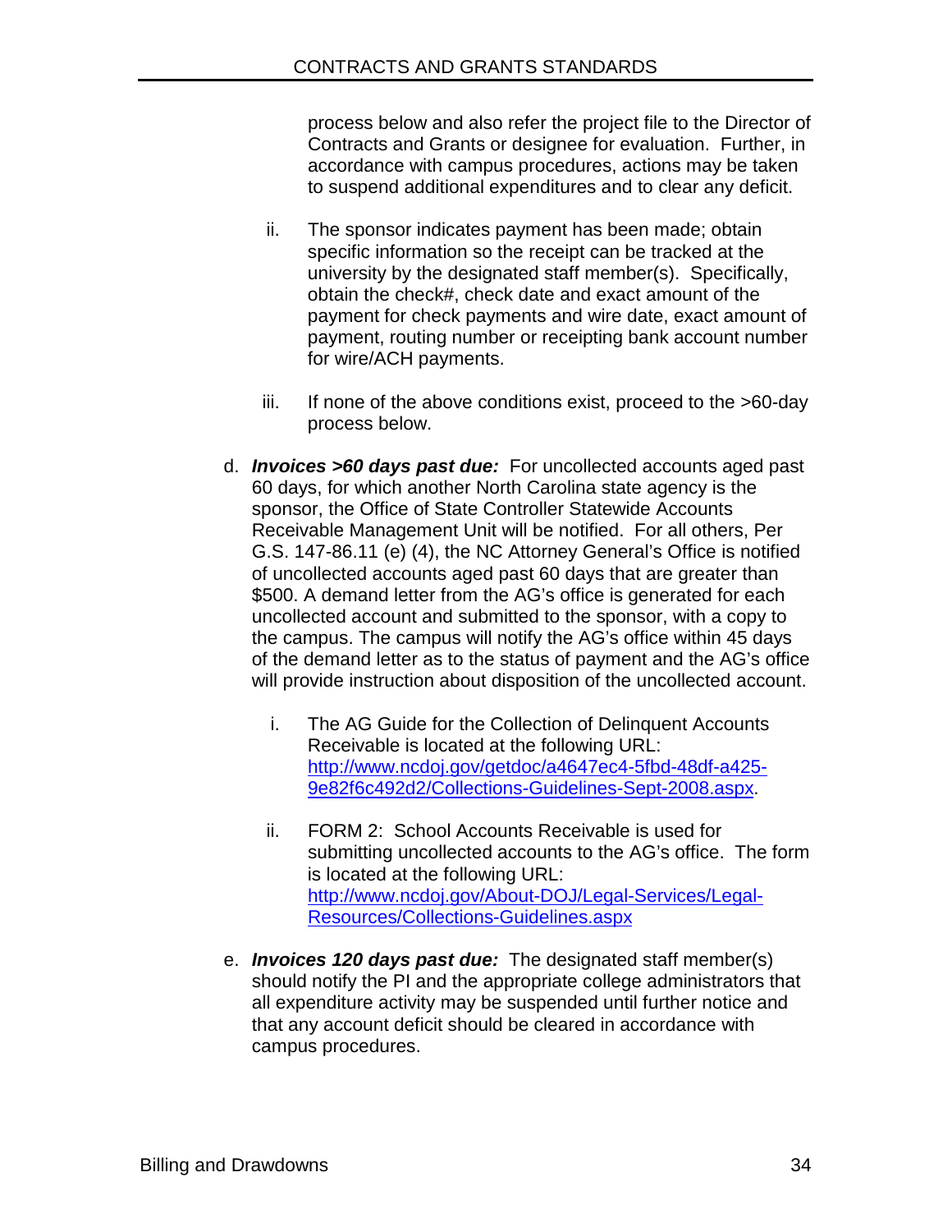process below and also refer the project file to the Director of Contracts and Grants or designee for evaluation. Further, in accordance with campus procedures, actions may be taken to suspend additional expenditures and to clear any deficit.

ii. The sponsor indicates payment has been made; obtain specific information so the receipt can be tracked at the university by the designated staff member(s). Specifically, obtain the check#, check date and exact amount of the payment for check payments and wire date, exact amount of payment, routing number or receipting bank account number for wire/ACH payments.

iii. If none of the above conditions exist, proceed to the >60-day process below.

d. ***Invoices >60 days past due:*** For uncollected accounts aged past 60 days, for which another North Carolina state agency is the sponsor, the Office of State Controller Statewide Accounts Receivable Management Unit will be notified. For all others, Per G.S. 147-86.11 (e) (4), the NC Attorney General's Office is notified of uncollected accounts aged past 60 days that are greater than $500. A demand letter from the AG's office is generated for each uncollected account and submitted to the sponsor, with a copy to the campus. The campus will notify the AG's office within 45 days of the demand letter as to the status of payment and the AG's office will provide instruction about disposition of the uncollected account.

   i. The AG Guide for the Collection of Delinquent Accounts Receivable is located at the following URL: [http://www.ncdoj.gov/getdoc/a4647ec4-5fbd-48df-a425-9e82f6c492d2/Collections-Guidelines-Sept-2008.aspx](http://www.ncdoj.gov/getdoc/a4647ec4-5fbd-48df-a425-9e82f6c492d2/Collections-Guidelines-Sept-2008.aspx).

   ii. FORM 2: School Accounts Receivable is used for submitting uncollected accounts to the AG's office. The form is located at the following URL: [http://www.ncdoj.gov/About-DOJ/Legal-Services/Legal-Resources/Collections-Guidelines.aspx](http://www.ncdoj.gov/About-DOJ/Legal-Services/Legal-Resources/Collections-Guidelines.aspx)

e. ***Invoices 120 days past due:*** The designated staff member(s) should notify the PI and the appropriate college administrators that all expenditure activity may be suspended until further notice and that any account deficit should be cleared in accordance with campus procedures.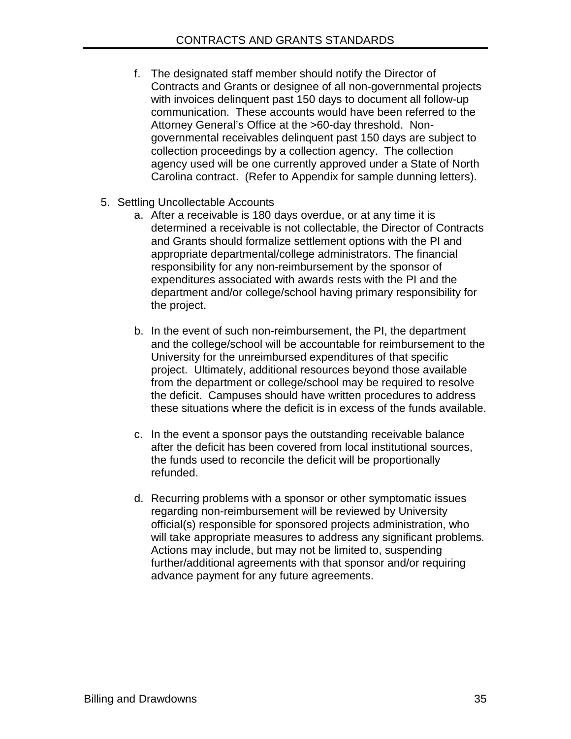f. The designated staff member should notify the Director of Contracts and Grants or designee of all non-governmental projects with invoices delinquent past 150 days to document all follow-up communication. These accounts would have been referred to the Attorney General's Office at the >60-day threshold. Non-governmental receivables delinquent past 150 days are subject to collection proceedings by a collection agency. The collection agency used will be one currently approved under a State of North Carolina contract. (Refer to Appendix for sample dunning letters).

5. Settling Uncollectable Accounts

   a. After a receivable is 180 days overdue, or at any time it is determined a receivable is not collectable, the Director of Contracts and Grants should formalize settlement options with the PI and appropriate departmental/college administrators. The financial responsibility for any non-reimbursement by the sponsor of expenditures associated with awards rests with the PI and the department and/or college/school having primary responsibility for the project.

   b. In the event of such non-reimbursement, the PI, the department and the college/school will be accountable for reimbursement to the University for the unreimbursed expenditures of that specific project. Ultimately, additional resources beyond those available from the department or college/school may be required to resolve the deficit. Campuses should have written procedures to address these situations where the deficit is in excess of the funds available.

   c. In the event a sponsor pays the outstanding receivable balance after the deficit has been covered from local institutional sources, the funds used to reconcile the deficit will be proportionally refunded.

   d. Recurring problems with a sponsor or other symptomatic issues regarding non-reimbursement will be reviewed by University official(s) responsible for sponsored projects administration, who will take appropriate measures to address any significant problems. Actions may include, but may not be limited to, suspending further/additional agreements with that sponsor and/or requiring advance payment for any future agreements.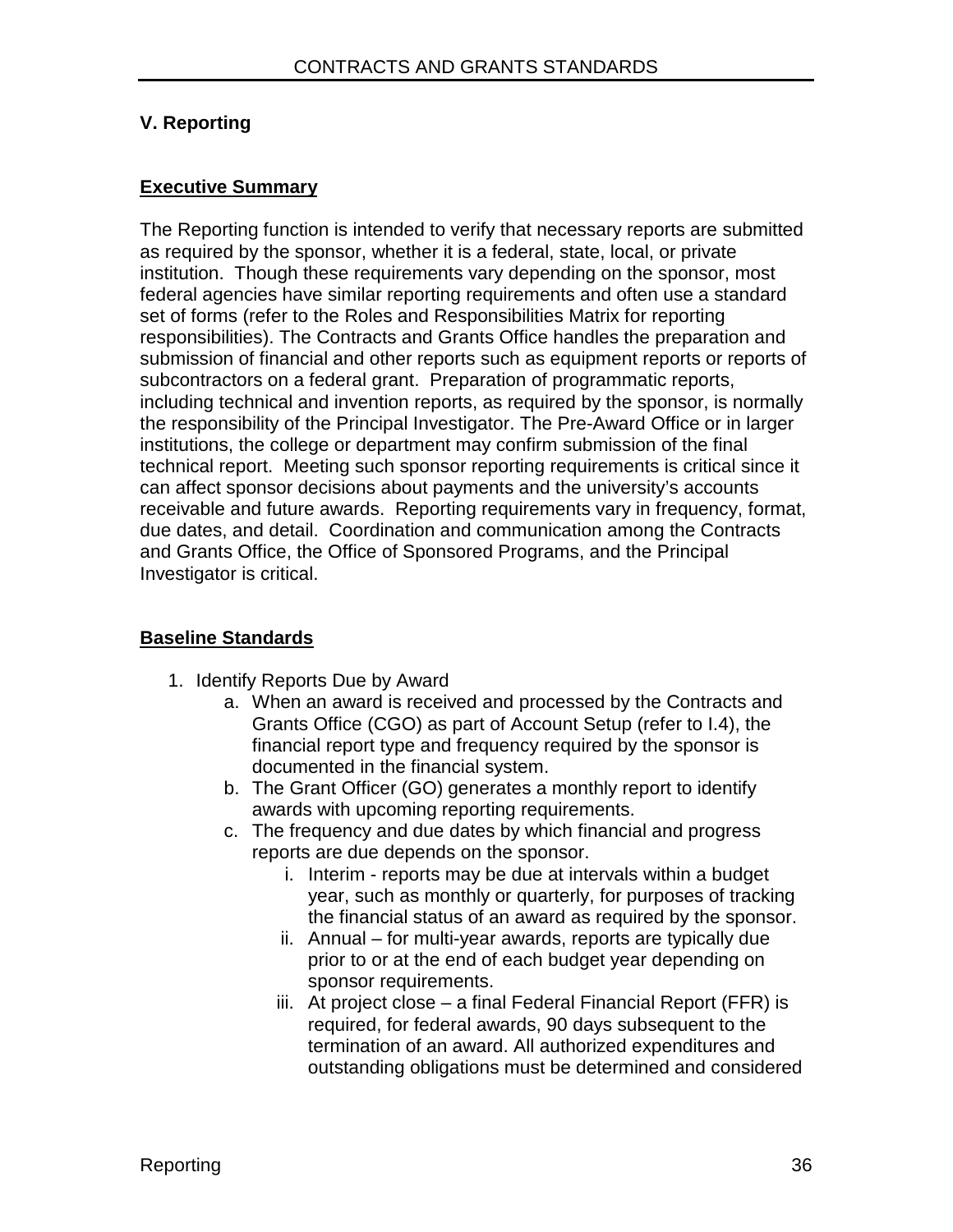## V. Reporting

### Executive Summary

The Reporting function is intended to verify that necessary reports are submitted as required by the sponsor, whether it is a federal, state, local, or private institution. Though these requirements vary depending on the sponsor, most federal agencies have similar reporting requirements and often use a standard set of forms (refer to the Roles and Responsibilities Matrix for reporting responsibilities). The Contracts and Grants Office handles the preparation and submission of financial and other reports such as equipment reports or reports of subcontractors on a federal grant. Preparation of programmatic reports, including technical and invention reports, as required by the sponsor, is normally the responsibility of the Principal Investigator. The Pre-Award Office or in larger institutions, the college or department may confirm submission of the final technical report. Meeting such sponsor reporting requirements is critical since it can affect sponsor decisions about payments and the university's accounts receivable and future awards. Reporting requirements vary in frequency, format, due dates, and detail. Coordination and communication among the Contracts and Grants Office, the Office of Sponsored Programs, and the Principal Investigator is critical.

### Baseline Standards

1. Identify Reports Due by Award
   a. When an award is received and processed by the Contracts and Grants Office (CGO) as part of Account Setup (refer to I.4), the financial report type and frequency required by the sponsor is documented in the financial system.
   b. The Grant Officer (GO) generates a monthly report to identify awards with upcoming reporting requirements.
   c. The frequency and due dates by which financial and progress reports are due depends on the sponsor.
      i. Interim - reports may be due at intervals within a budget year, such as monthly or quarterly, for purposes of tracking the financial status of an award as required by the sponsor.
      ii. Annual – for multi-year awards, reports are typically due prior to or at the end of each budget year depending on sponsor requirements.
      iii. At project close – a final Federal Financial Report (FFR) is required, for federal awards, 90 days subsequent to the termination of an award. All authorized expenditures and outstanding obligations must be determined and considered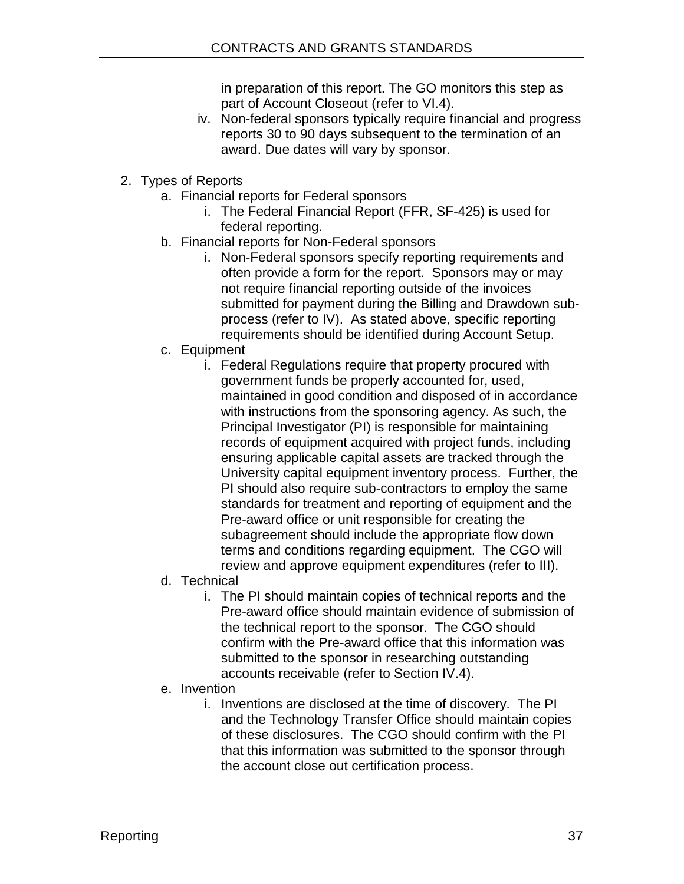in preparation of this report. The GO monitors this step as part of Account Closeout (refer to VI.4).

   iv. Non-federal sponsors typically require financial and progress reports 30 to 90 days subsequent to the termination of an award. Due dates will vary by sponsor.

2. Types of Reports
   a. Financial reports for Federal sponsors
      i. The Federal Financial Report (FFR, SF-425) is used for federal reporting.
   b. Financial reports for Non-Federal sponsors
      i. Non-Federal sponsors specify reporting requirements and often provide a form for the report. Sponsors may or may not require financial reporting outside of the invoices submitted for payment during the Billing and Drawdown sub-process (refer to IV). As stated above, specific reporting requirements should be identified during Account Setup.
   c. Equipment
      i. Federal Regulations require that property procured with government funds be properly accounted for, used, maintained in good condition and disposed of in accordance with instructions from the sponsoring agency. As such, the Principal Investigator (PI) is responsible for maintaining records of equipment acquired with project funds, including ensuring applicable capital assets are tracked through the University capital equipment inventory process. Further, the PI should also require sub-contractors to employ the same standards for treatment and reporting of equipment and the Pre-award office or unit responsible for creating the subagreement should include the appropriate flow down terms and conditions regarding equipment. The CGO will review and approve equipment expenditures (refer to III).
   d. Technical
      i. The PI should maintain copies of technical reports and the Pre-award office should maintain evidence of submission of the technical report to the sponsor. The CGO should confirm with the Pre-award office that this information was submitted to the sponsor in researching outstanding accounts receivable (refer to Section IV.4).
   e. Invention
      i. Inventions are disclosed at the time of discovery. The PI and the Technology Transfer Office should maintain copies of these disclosures. The CGO should confirm with the PI that this information was submitted to the sponsor through the account close out certification process.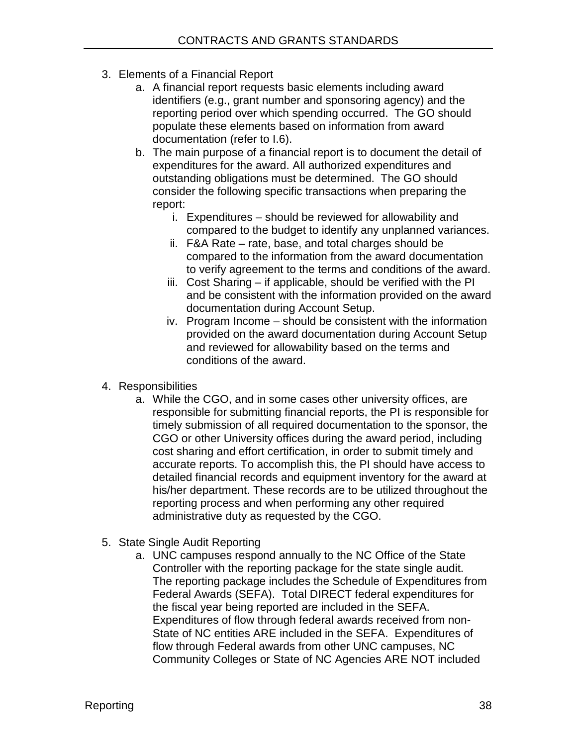3. Elements of a Financial Report
    a. A financial report requests basic elements including award identifiers (e.g., grant number and sponsoring agency) and the reporting period over which spending occurred. The GO should populate these elements based on information from award documentation (refer to I.6).
    b. The main purpose of a financial report is to document the detail of expenditures for the award. All authorized expenditures and outstanding obligations must be determined. The GO should consider the following specific transactions when preparing the report:
        i. Expenditures – should be reviewed for allowability and compared to the budget to identify any unplanned variances.
        ii. F&A Rate – rate, base, and total charges should be compared to the information from the award documentation to verify agreement to the terms and conditions of the award.
        iii. Cost Sharing – if applicable, should be verified with the PI and be consistent with the information provided on the award documentation during Account Setup.
        iv. Program Income – should be consistent with the information provided on the award documentation during Account Setup and reviewed for allowability based on the terms and conditions of the award.

4. Responsibilities
    a. While the CGO, and in some cases other university offices, are responsible for submitting financial reports, the PI is responsible for timely submission of all required documentation to the sponsor, the CGO or other University offices during the award period, including cost sharing and effort certification, in order to submit timely and accurate reports. To accomplish this, the PI should have access to detailed financial records and equipment inventory for the award at his/her department. These records are to be utilized throughout the reporting process and when performing any other required administrative duty as requested by the CGO.

5. State Single Audit Reporting
    a. UNC campuses respond annually to the NC Office of the State Controller with the reporting package for the state single audit. The reporting package includes the Schedule of Expenditures from Federal Awards (SEFA). Total DIRECT federal expenditures for the fiscal year being reported are included in the SEFA. Expenditures of flow through federal awards received from non-State of NC entities ARE included in the SEFA. Expenditures of flow through Federal awards from other UNC campuses, NC Community Colleges or State of NC Agencies ARE NOT included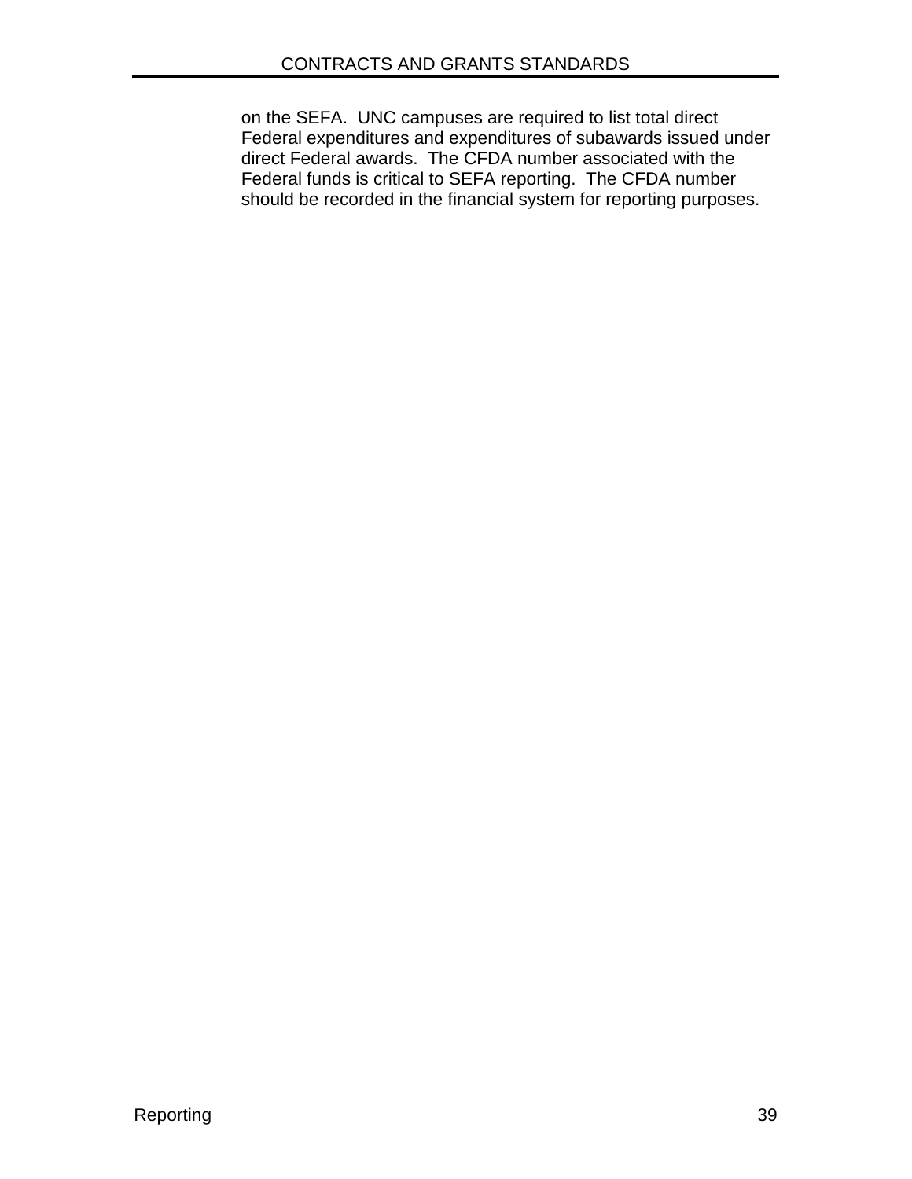on the SEFA. UNC campuses are required to list total direct Federal expenditures and expenditures of subawards issued under direct Federal awards. The CFDA number associated with the Federal funds is critical to SEFA reporting. The CFDA number should be recorded in the financial system for reporting purposes.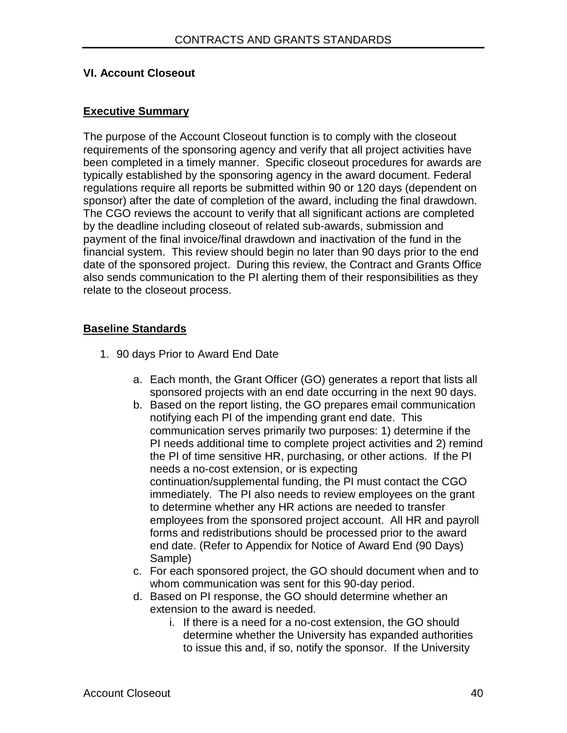## VI. Account Closeout

### Executive Summary

The purpose of the Account Closeout function is to comply with the closeout requirements of the sponsoring agency and verify that all project activities have been completed in a timely manner. Specific closeout procedures for awards are typically established by the sponsoring agency in the award document. Federal regulations require all reports be submitted within 90 or 120 days (dependent on sponsor) after the date of completion of the award, including the final drawdown. The CGO reviews the account to verify that all significant actions are completed by the deadline including closeout of related sub-awards, submission and payment of the final invoice/final drawdown and inactivation of the fund in the financial system. This review should begin no later than 90 days prior to the end date of the sponsored project. During this review, the Contract and Grants Office also sends communication to the PI alerting them of their responsibilities as they relate to the closeout process.

### Baseline Standards

1. 90 days Prior to Award End Date

    a. Each month, the Grant Officer (GO) generates a report that lists all sponsored projects with an end date occurring in the next 90 days.

    b. Based on the report listing, the GO prepares email communication notifying each PI of the impending grant end date. This communication serves primarily two purposes: 1) determine if the PI needs additional time to complete project activities and 2) remind the PI of time sensitive HR, purchasing, or other actions. If the PI needs a no-cost extension, or is expecting continuation/supplemental funding, the PI must contact the CGO immediately. The PI also needs to review employees on the grant to determine whether any HR actions are needed to transfer employees from the sponsored project account. All HR and payroll forms and redistributions should be processed prior to the award end date. (Refer to Appendix for Notice of Award End (90 Days) Sample)

    c. For each sponsored project, the GO should document when and to whom communication was sent for this 90-day period.

    d. Based on PI response, the GO should determine whether an extension to the award is needed.

        i. If there is a need for a no-cost extension, the GO should determine whether the University has expanded authorities to issue this and, if so, notify the sponsor. If the University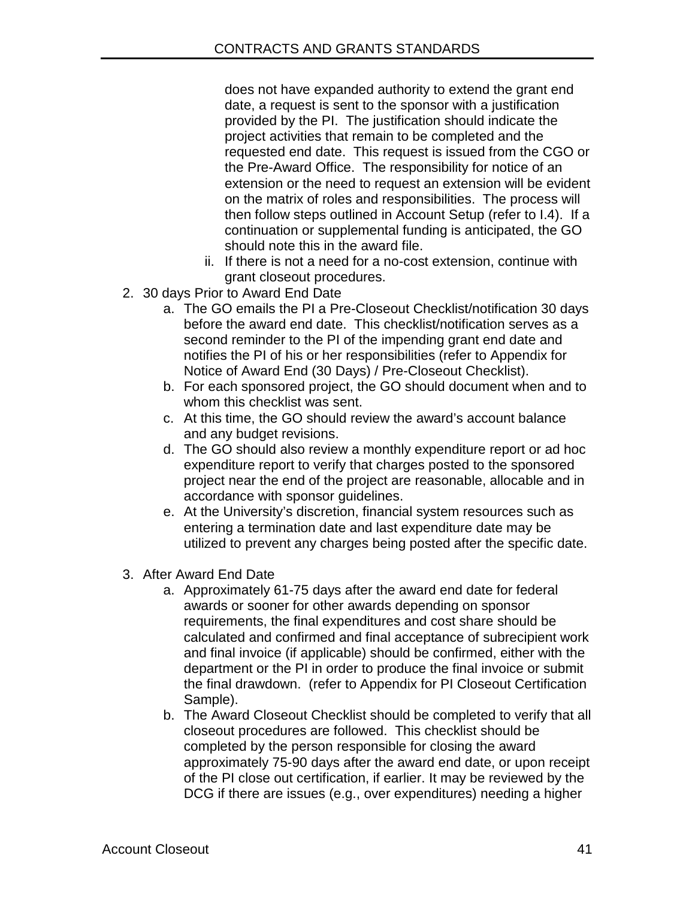does not have expanded authority to extend the grant end date, a request is sent to the sponsor with a justification provided by the PI. The justification should indicate the project activities that remain to be completed and the requested end date. This request is issued from the CGO or the Pre-Award Office. The responsibility for notice of an extension or the need to request an extension will be evident on the matrix of roles and responsibilities. The process will then follow steps outlined in Account Setup (refer to I.4). If a continuation or supplemental funding is anticipated, the GO should note this in the award file.

   ii. If there is not a need for a no-cost extension, continue with grant closeout procedures.

2. 30 days Prior to Award End Date
   a. The GO emails the PI a Pre-Closeout Checklist/notification 30 days before the award end date. This checklist/notification serves as a second reminder to the PI of the impending grant end date and notifies the PI of his or her responsibilities (refer to Appendix for Notice of Award End (30 Days) / Pre-Closeout Checklist).
   b. For each sponsored project, the GO should document when and to whom this checklist was sent.
   c. At this time, the GO should review the award's account balance and any budget revisions.
   d. The GO should also review a monthly expenditure report or ad hoc expenditure report to verify that charges posted to the sponsored project near the end of the project are reasonable, allocable and in accordance with sponsor guidelines.
   e. At the University's discretion, financial system resources such as entering a termination date and last expenditure date may be utilized to prevent any charges being posted after the specific date.

3. After Award End Date
   a. Approximately 61-75 days after the award end date for federal awards or sooner for other awards depending on sponsor requirements, the final expenditures and cost share should be calculated and confirmed and final acceptance of subrecipient work and final invoice (if applicable) should be confirmed, either with the department or the PI in order to produce the final invoice or submit the final drawdown. (refer to Appendix for PI Closeout Certification Sample).
   b. The Award Closeout Checklist should be completed to verify that all closeout procedures are followed. This checklist should be completed by the person responsible for closing the award approximately 75-90 days after the award end date, or upon receipt of the PI close out certification, if earlier. It may be reviewed by the DCG if there are issues (e.g., over expenditures) needing a higher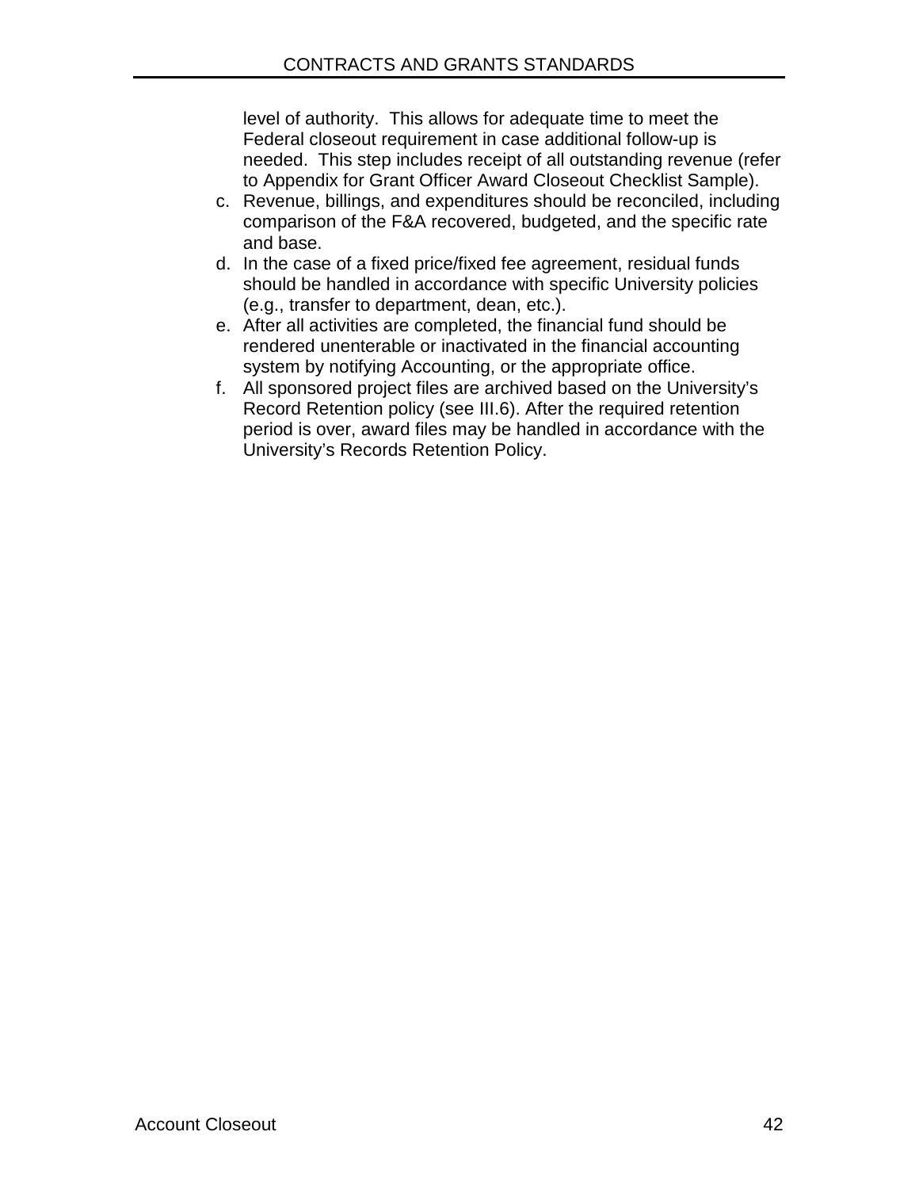level of authority. This allows for adequate time to meet the Federal closeout requirement in case additional follow-up is needed. This step includes receipt of all outstanding revenue (refer to Appendix for Grant Officer Award Closeout Checklist Sample).

c. Revenue, billings, and expenditures should be reconciled, including comparison of the F&A recovered, budgeted, and the specific rate and base.
d. In the case of a fixed price/fixed fee agreement, residual funds should be handled in accordance with specific University policies (e.g., transfer to department, dean, etc.).
e. After all activities are completed, the financial fund should be rendered unenterable or inactivated in the financial accounting system by notifying Accounting, or the appropriate office.
f. All sponsored project files are archived based on the University's Record Retention policy (see III.6). After the required retention period is over, award files may be handled in accordance with the University's Records Retention Policy.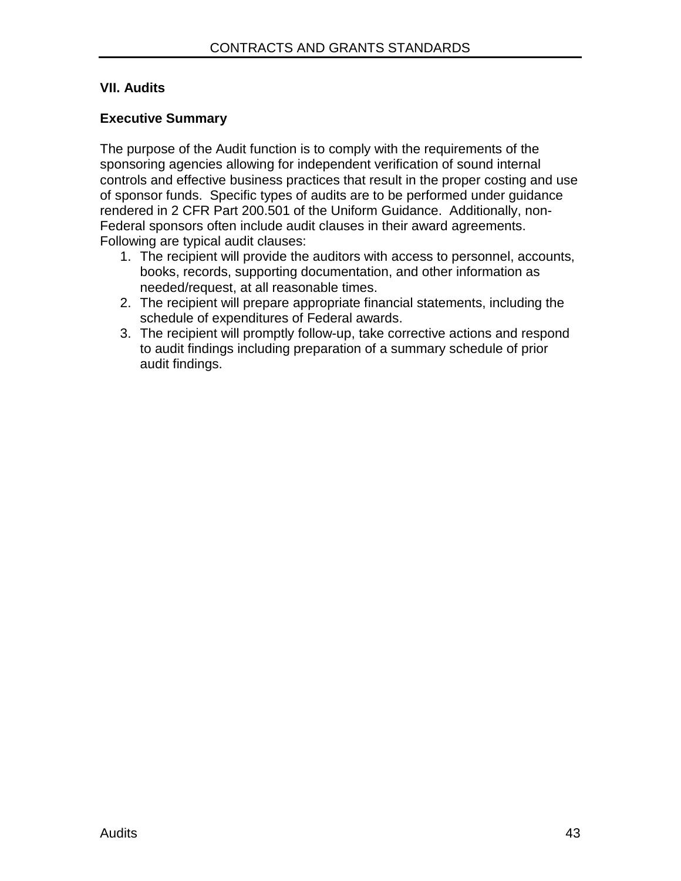## VII. Audits

### Executive Summary

The purpose of the Audit function is to comply with the requirements of the sponsoring agencies allowing for independent verification of sound internal controls and effective business practices that result in the proper costing and use of sponsor funds. Specific types of audits are to be performed under guidance rendered in 2 CFR Part 200.501 of the Uniform Guidance. Additionally, non-Federal sponsors often include audit clauses in their award agreements. Following are typical audit clauses:

1. The recipient will provide the auditors with access to personnel, accounts, books, records, supporting documentation, and other information as needed/request, at all reasonable times.
2. The recipient will prepare appropriate financial statements, including the schedule of expenditures of Federal awards.
3. The recipient will promptly follow-up, take corrective actions and respond to audit findings including preparation of a summary schedule of prior audit findings.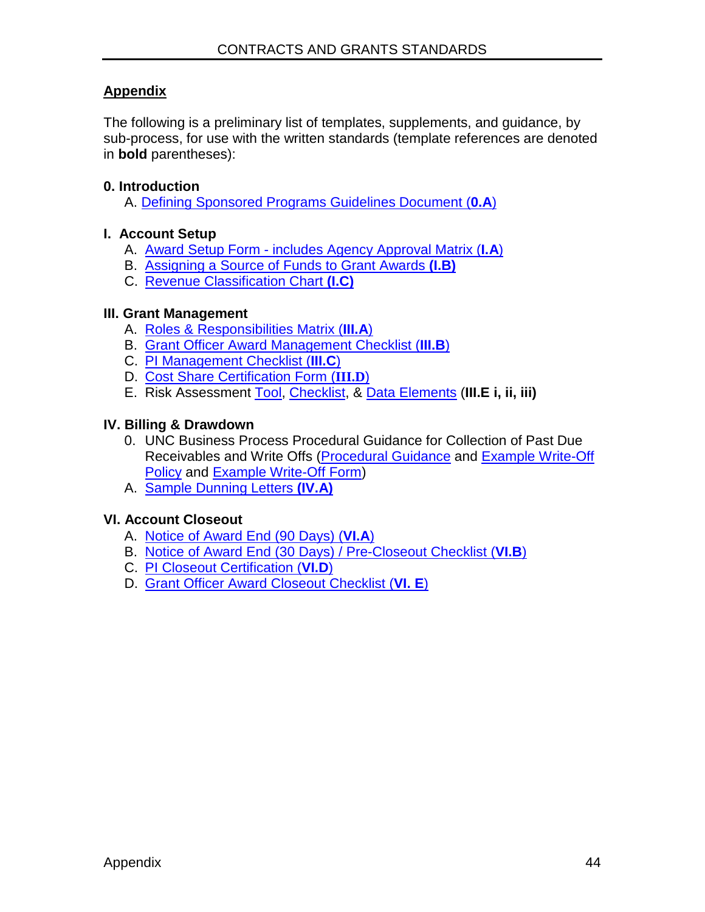## Appendix

The following is a preliminary list of templates, supplements, and guidance, by sub-process, for use with the written standards (template references are denoted in **bold** parentheses):

**0. Introduction**

A. Defining Sponsored Programs Guidelines Document (**0.A**)

**I. Account Setup**

A. Award Setup Form - includes Agency Approval Matrix (**I.A**)
B. Assigning a Source of Funds to Grant Awards **(I.B)**
C. Revenue Classification Chart **(I.C)**

**III. Grant Management**

A. Roles & Responsibilities Matrix (**III.A**)
B. Grant Officer Award Management Checklist (**III.B**)
C. PI Management Checklist (**III.C**)
D. Cost Share Certification Form (**III.D**)
E. Risk Assessment Tool, Checklist, & Data Elements (**III.E i, ii, iii)**

**IV. Billing & Drawdown**

0. UNC Business Process Procedural Guidance for Collection of Past Due Receivables and Write Offs (Procedural Guidance and Example Write-Off Policy and Example Write-Off Form)
A. Sample Dunning Letters **(IV.A)**

**VI. Account Closeout**

A. Notice of Award End (90 Days) (**VI.A**)
B. Notice of Award End (30 Days) / Pre-Closeout Checklist (**VI.B**)
C. PI Closeout Certification (**VI.D**)
D. Grant Officer Award Closeout Checklist (**VI. E**)